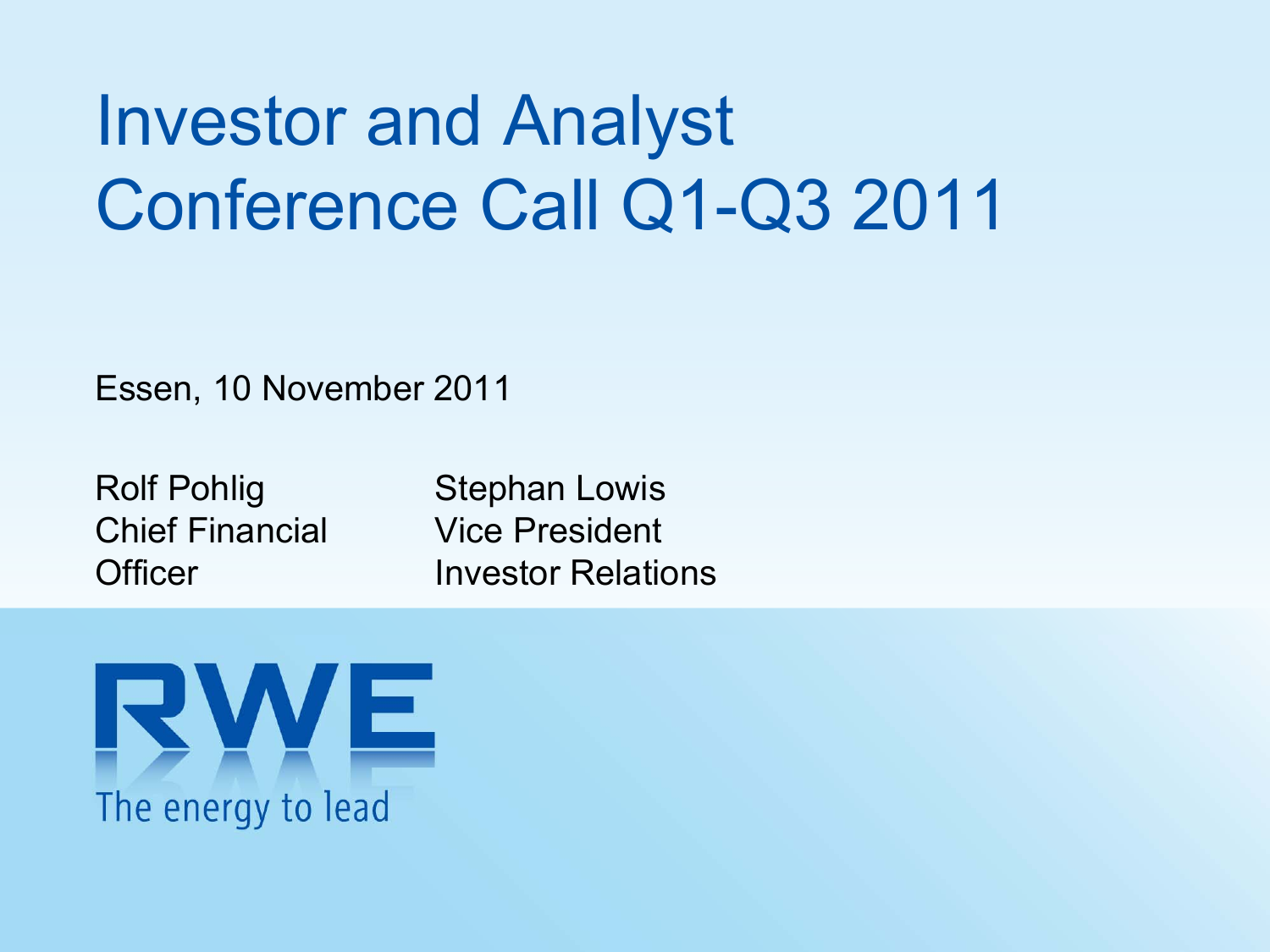# Investor and Analyst Conference Call Q1-Q3 2011

Essen, 10 November 2011

Rolf Pohlig
Chief Financial Officer

Stephan Lowis
Vice President
Investor Relations

RWE
The energy to lead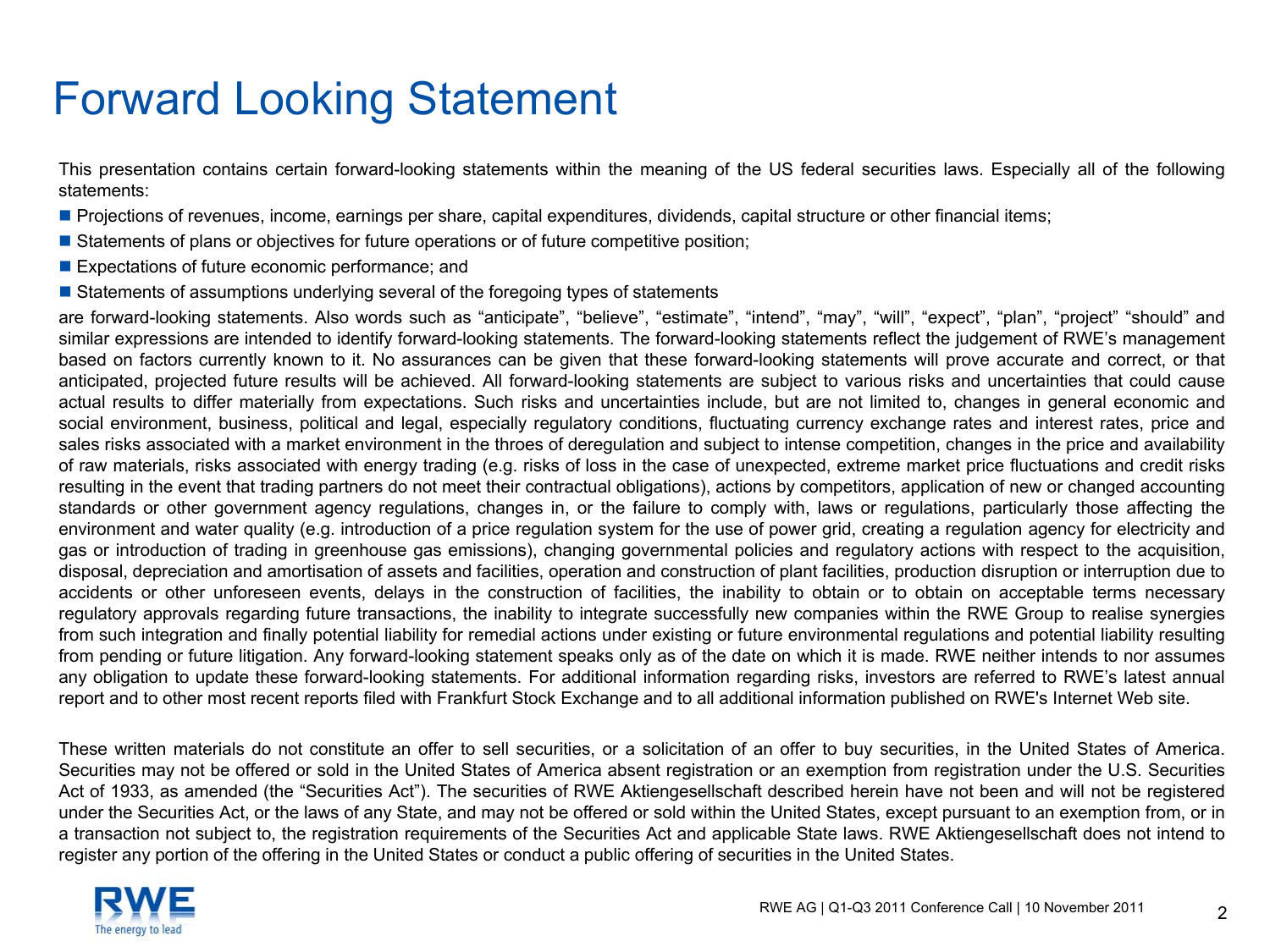# Forward Looking Statement

This presentation contains certain forward-looking statements within the meaning of the US federal securities laws. Especially all of the following statements:

- Projections of revenues, income, earnings per share, capital expenditures, dividends, capital structure or other financial items;
- Statements of plans or objectives for future operations or of future competitive position;
- Expectations of future economic performance; and
- Statements of assumptions underlying several of the foregoing types of statements

are forward-looking statements. Also words such as “anticipate”, “believe”, “estimate”, “intend”, “may”, “will”, “expect”, “plan”, “project” “should” and similar expressions are intended to identify forward-looking statements. The forward-looking statements reflect the judgement of RWE’s management based on factors currently known to it. No assurances can be given that these forward-looking statements will prove accurate and correct, or that anticipated, projected future results will be achieved. All forward-looking statements are subject to various risks and uncertainties that could cause actual results to differ materially from expectations. Such risks and uncertainties include, but are not limited to, changes in general economic and social environment, business, political and legal, especially regulatory conditions, fluctuating currency exchange rates and interest rates, price and sales risks associated with a market environment in the throes of deregulation and subject to intense competition, changes in the price and availability of raw materials, risks associated with energy trading (e.g. risks of loss in the case of unexpected, extreme market price fluctuations and credit risks resulting in the event that trading partners do not meet their contractual obligations), actions by competitors, application of new or changed accounting standards or other government agency regulations, changes in, or the failure to comply with, laws or regulations, particularly those affecting the environment and water quality (e.g. introduction of a price regulation system for the use of power grid, creating a regulation agency for electricity and gas or introduction of trading in greenhouse gas emissions), changing governmental policies and regulatory actions with respect to the acquisition, disposal, depreciation and amortisation of assets and facilities, operation and construction of plant facilities, production disruption or interruption due to accidents or other unforeseen events, delays in the construction of facilities, the inability to obtain or to obtain on acceptable terms necessary regulatory approvals regarding future transactions, the inability to integrate successfully new companies within the RWE Group to realise synergies from such integration and finally potential liability for remedial actions under existing or future environmental regulations and potential liability resulting from pending or future litigation. Any forward-looking statement speaks only as of the date on which it is made. RWE neither intends to nor assumes any obligation to update these forward-looking statements. For additional information regarding risks, investors are referred to RWE’s latest annual report and to other most recent reports filed with Frankfurt Stock Exchange and to all additional information published on RWE's Internet Web site.

These written materials do not constitute an offer to sell securities, or a solicitation of an offer to buy securities, in the United States of America. Securities may not be offered or sold in the United States of America absent registration or an exemption from registration under the U.S. Securities Act of 1933, as amended (the “Securities Act”). The securities of RWE Aktiengesellschaft described herein have not been and will not be registered under the Securities Act, or the laws of any State, and may not be offered or sold within the United States, except pursuant to an exemption from, or in a transaction not subject to, the registration requirements of the Securities Act and applicable State laws. RWE Aktiengesellschaft does not intend to register any portion of the offering in the United States or conduct a public offering of securities in the United States.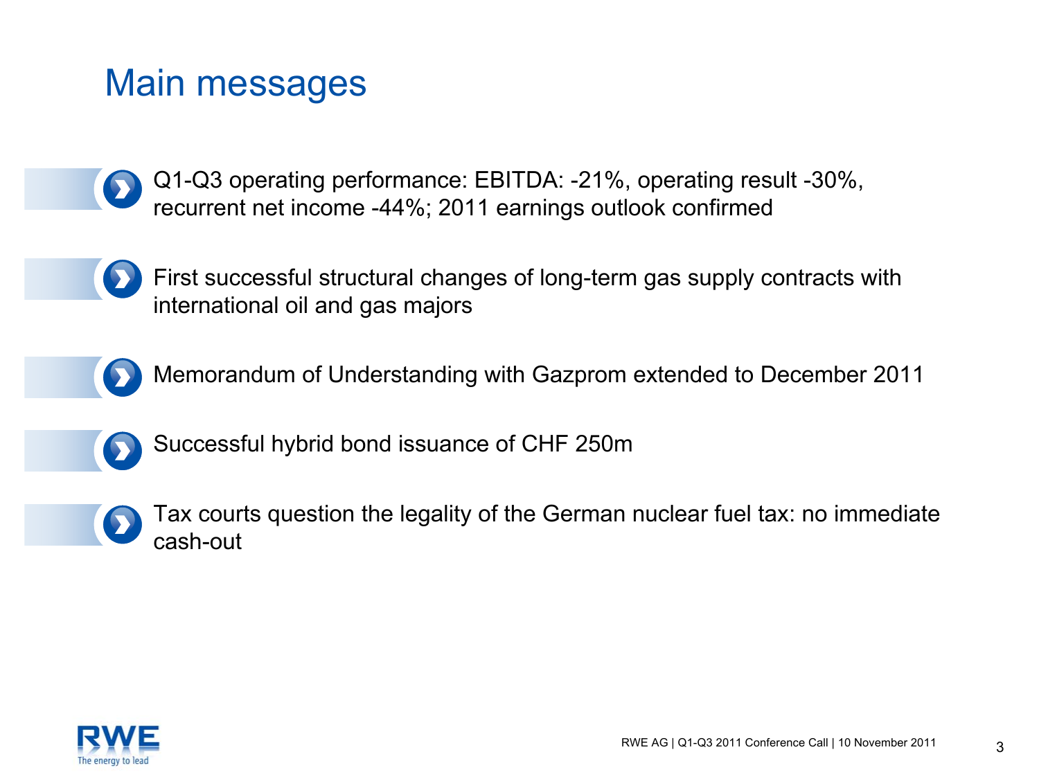# Main messages

- Q1-Q3 operating performance: EBITDA: -21%, operating result -30%, recurrent net income -44%; 2011 earnings outlook confirmed
- First successful structural changes of long-term gas supply contracts with international oil and gas majors
- Memorandum of Understanding with Gazprom extended to December 2011
- Successful hybrid bond issuance of CHF 250m
- Tax courts question the legality of the German nuclear fuel tax: no immediate cash-out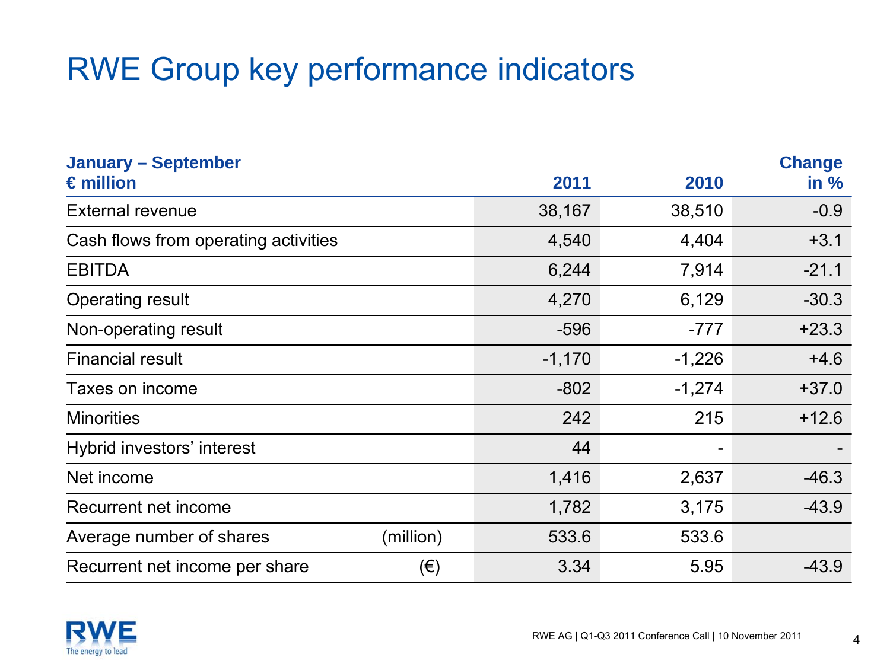# RWE Group key performance indicators

| January – September<br>€ million | | 2011 | 2010 | Change<br>in % |
|---|---|---|---|---|
| External revenue | | 38,167 | 38,510 | -0.9 |
| Cash flows from operating activities | | 4,540 | 4,404 | +3.1 |
| EBITDA | | 6,244 | 7,914 | -21.1 |
| Operating result | | 4,270 | 6,129 | -30.3 |
| Non-operating result | | -596 | -777 | +23.3 |
| Financial result | | -1,170 | -1,226 | +4.6 |
| Taxes on income | | -802 | -1,274 | +37.0 |
| Minorities | | 242 | 215 | +12.6 |
| Hybrid investors' interest | | 44 | - | - |
| Net income | | 1,416 | 2,637 | -46.3 |
| Recurrent net income | | 1,782 | 3,175 | -43.9 |
| Average number of shares | (million) | 533.6 | 533.6 | |
| Recurrent net income per share | (€) | 3.34 | 5.95 | -43.9 |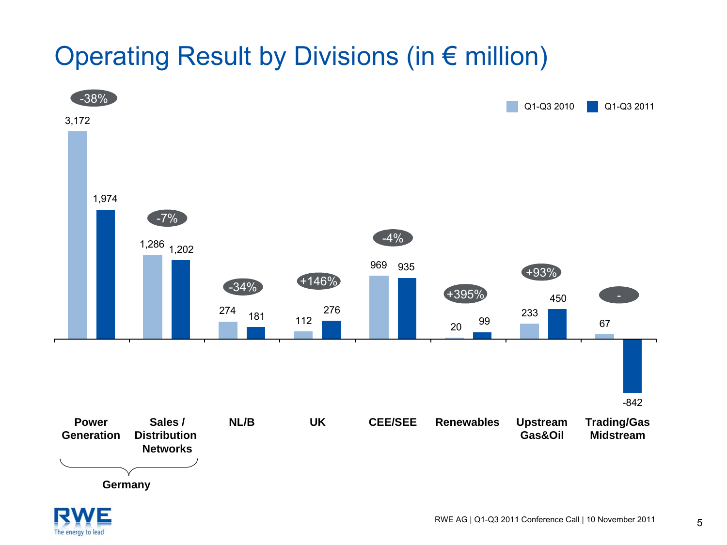# Operating Result by Divisions (in € million)

| Division | Q1-Q3 2010 | Q1-Q3 2011 | Change |
|---|---|---|---|
| Power Generation (Germany) | 3,172 | 1,974 | -38% |
| Sales / Distribution Networks (Germany) | 1,286 | 1,202 | -7% |
| NL/B | 274 | 181 | -34% |
| UK | 112 | 276 | +146% |
| CEE/SEE | 969 | 935 | -4% |
| Renewables | 20 | 99 | +395% |
| Upstream Gas&Oil | 233 | 450 | +93% |
| Trading/Gas Midstream | 67 | -842 | - |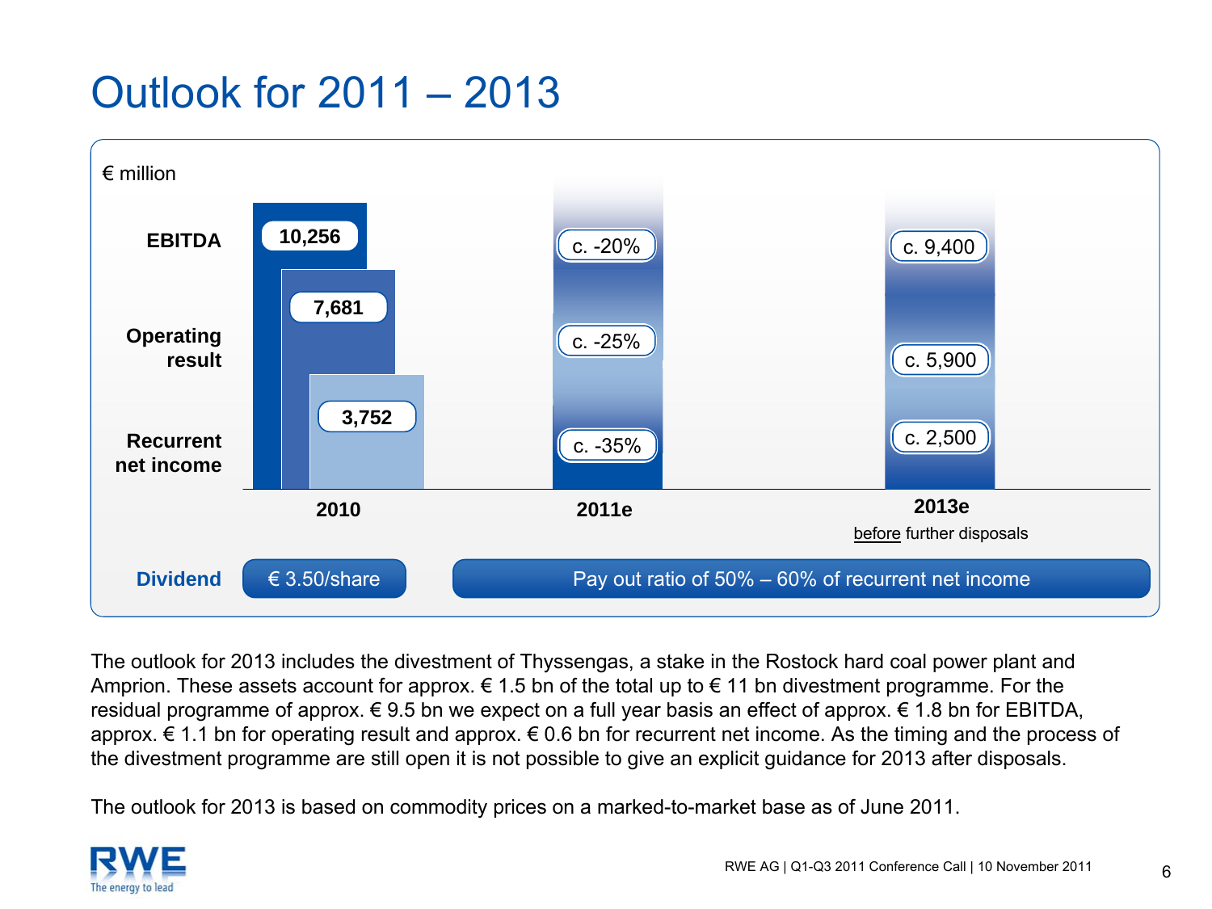# Outlook for 2011 – 2013

€ million

| | 2010 | 2011e | 2013e before further disposals |
|---|---|---|---|
| EBITDA | 10,256 | c. -20% | c. 9,400 |
| Operating result | 7,681 | c. -25% | c. 5,900 |
| Recurrent net income | 3,752 | c. -35% | c. 2,500 |
| Dividend | € 3.50/share | Pay out ratio of 50% – 60% of recurrent net income | |

The outlook for 2013 includes the divestment of Thyssengas, a stake in the Rostock hard coal power plant and Amprion. These assets account for approx. € 1.5 bn of the total up to € 11 bn divestment programme. For the residual programme of approx. € 9.5 bn we expect on a full year basis an effect of approx. € 1.8 bn for EBITDA, approx. € 1.1 bn for operating result and approx. € 0.6 bn for recurrent net income. As the timing and the process of the divestment programme are still open it is not possible to give an explicit guidance for 2013 after disposals.

The outlook for 2013 is based on commodity prices on a marked-to-market base as of June 2011.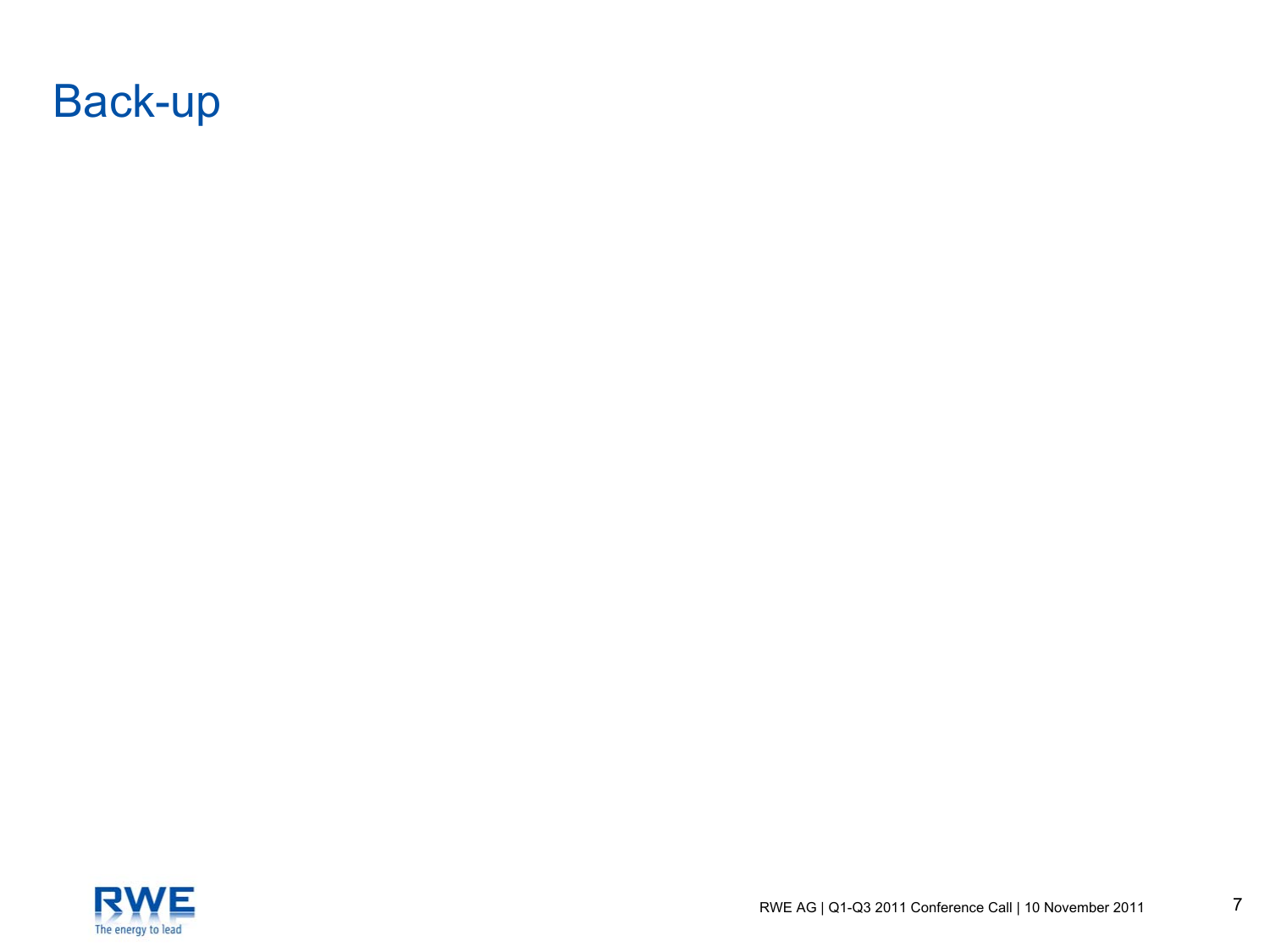# Back-up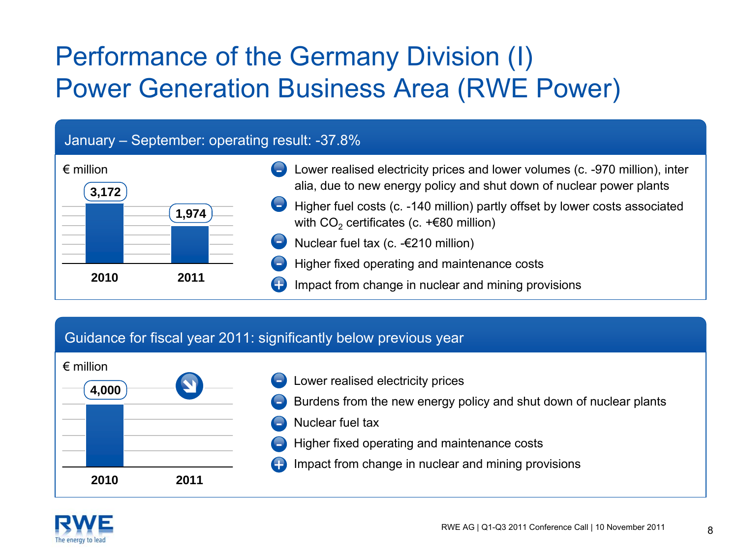# Performance of the Germany Division (I)
# Power Generation Business Area (RWE Power)

## January – September: operating result: -37.8%

€ million

| 2010 | 2011 |
|---|---|
| 3,172 | 1,974 |

- − Lower realised electricity prices and lower volumes (c. -970 million), inter alia, due to new energy policy and shut down of nuclear power plants
- − Higher fuel costs (c. -140 million) partly offset by lower costs associated with $CO_2$ certificates (c. +€80 million)
- − Nuclear fuel tax (c. -€210 million)
- − Higher fixed operating and maintenance costs
- + Impact from change in nuclear and mining provisions

## Guidance for fiscal year 2011: significantly below previous year

€ million

| 2010 | 2011 |
|---|---|
| 4,000 | ↘ |

- − Lower realised electricity prices
- − Burdens from the new energy policy and shut down of nuclear plants
- − Nuclear fuel tax
- − Higher fixed operating and maintenance costs
- + Impact from change in nuclear and mining provisions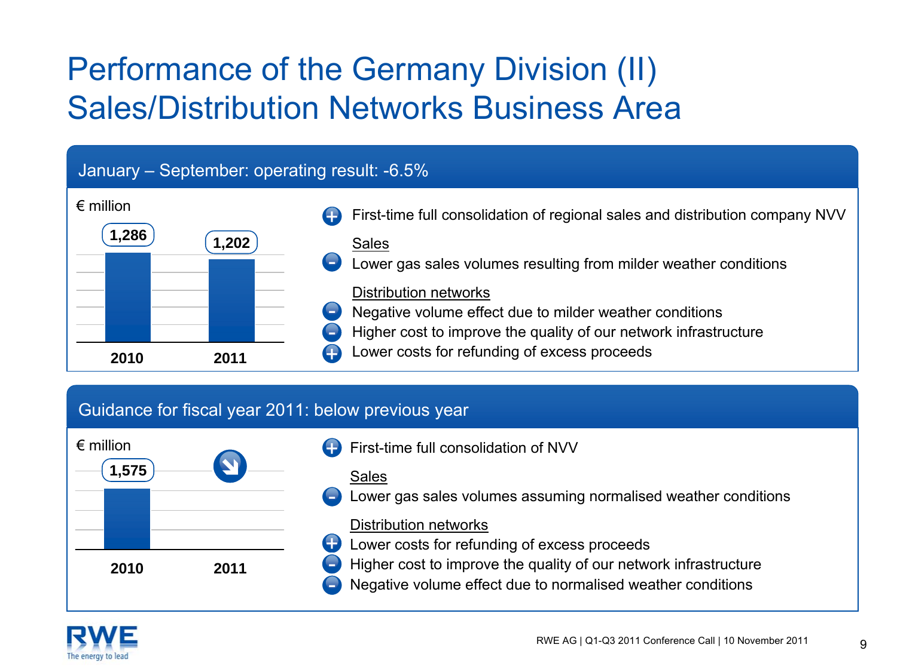# Performance of the Germany Division (II)
# Sales/Distribution Networks Business Area

## January – September: operating result: -6.5%

€ million

| | 2010 | 2011 |
|---|---|---|
| Operating result | 1,286 | 1,202 |

- (+) First-time full consolidation of regional sales and distribution company NVV

Sales

- (–) Lower gas sales volumes resulting from milder weather conditions

Distribution networks

- (–) Negative volume effect due to milder weather conditions
- (–) Higher cost to improve the quality of our network infrastructure
- (+) Lower costs for refunding of excess proceeds

## Guidance for fiscal year 2011: below previous year

€ million

| | 2010 | 2011 |
|---|---|---|
| Operating result | 1,575 | ↘ |

- (+) First-time full consolidation of NVV

Sales

- (–) Lower gas sales volumes assuming normalised weather conditions

Distribution networks

- (+) Lower costs for refunding of excess proceeds
- (–) Higher cost to improve the quality of our network infrastructure
- (–) Negative volume effect due to normalised weather conditions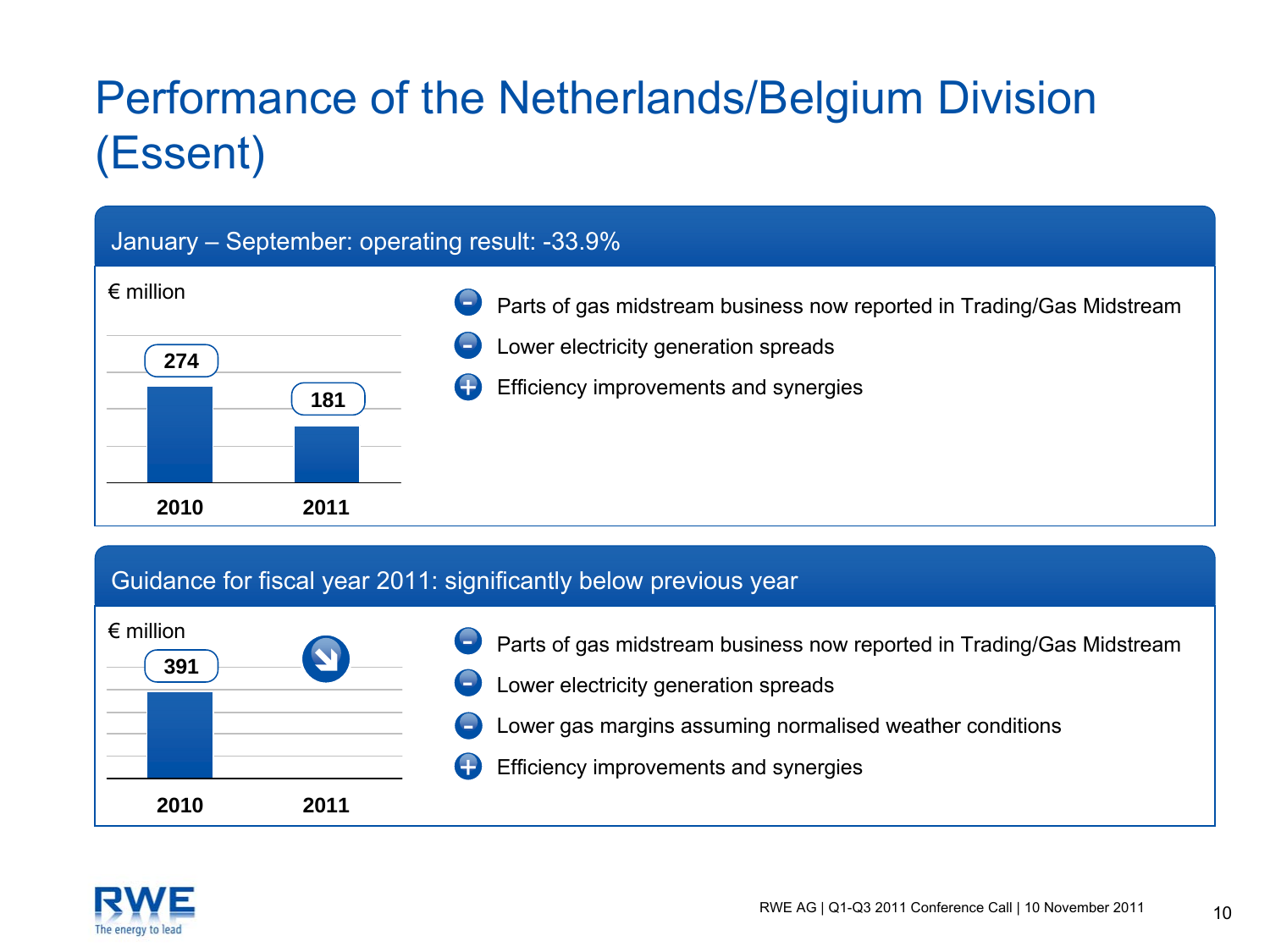# Performance of the Netherlands/Belgium Division (Essent)

## January – September: operating result: -33.9%

€ million

| 2010 | 2011 |
|---|---|
| 274 | 181 |

- (−) Parts of gas midstream business now reported in Trading/Gas Midstream
- (−) Lower electricity generation spreads
- (+) Efficiency improvements and synergies

## Guidance for fiscal year 2011: significantly below previous year

€ million

| 2010 | 2011 |
|---|---|
| 391 | ↘ |

- (−) Parts of gas midstream business now reported in Trading/Gas Midstream
- (−) Lower electricity generation spreads
- (−) Lower gas margins assuming normalised weather conditions
- (+) Efficiency improvements and synergies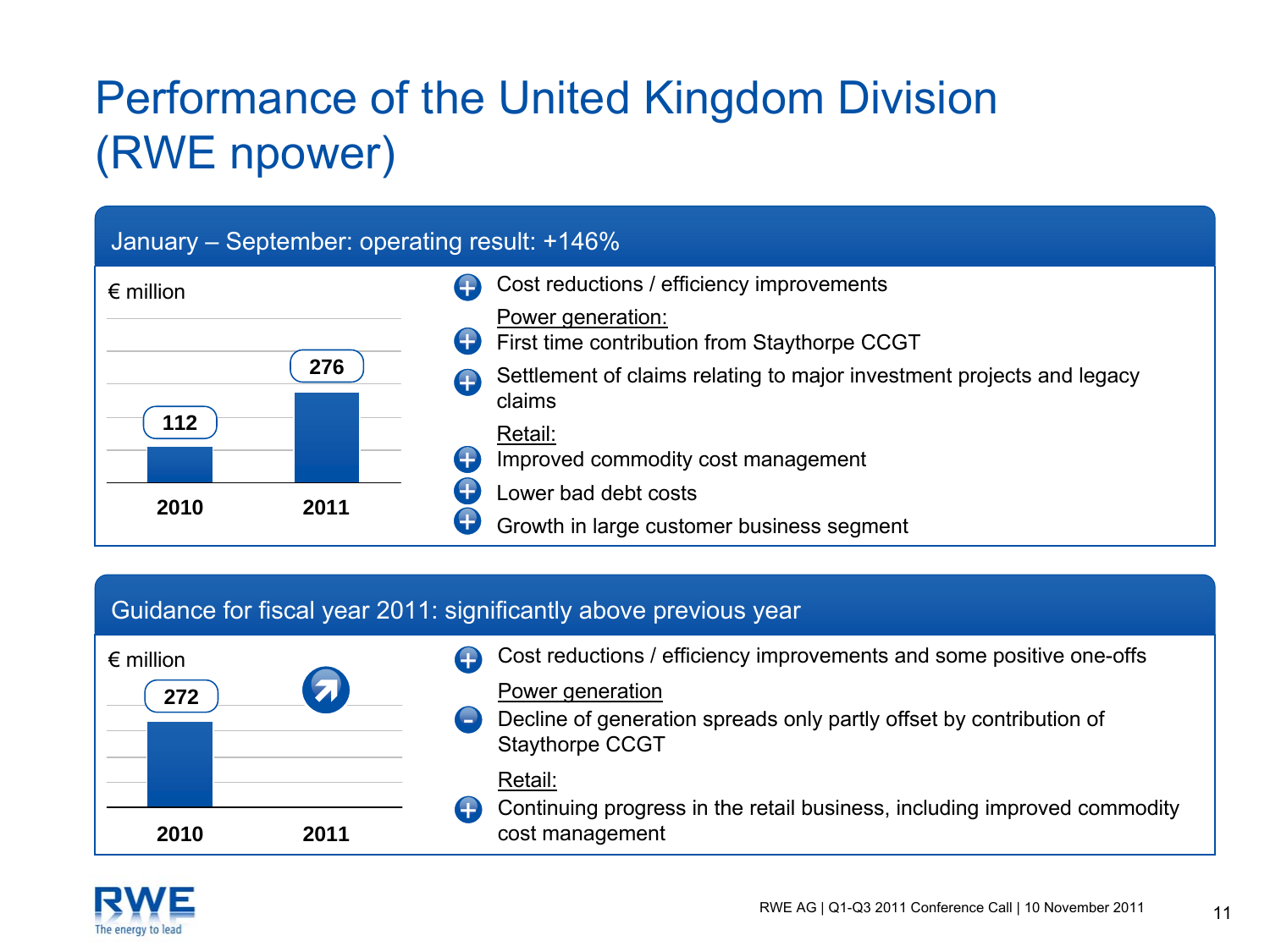# Performance of the United Kingdom Division (RWE npower)

## January – September: operating result: +146%

€ million

| | 2010 | 2011 |
|---|---|---|
| Operating result | 112 | 276 |

- + Cost reductions / efficiency improvements

Power generation:

- + First time contribution from Staythorpe CCGT
- + Settlement of claims relating to major investment projects and legacy claims

Retail:

- + Improved commodity cost management
- + Lower bad debt costs
- + Growth in large customer business segment

## Guidance for fiscal year 2011: significantly above previous year

€ million

| | 2010 | 2011 |
|---|---|---|
| Operating result | 272 | ↗ |

- + Cost reductions / efficiency improvements and some positive one-offs

Power generation

- – Decline of generation spreads only partly offset by contribution of Staythorpe CCGT

Retail:

- + Continuing progress in the retail business, including improved commodity cost management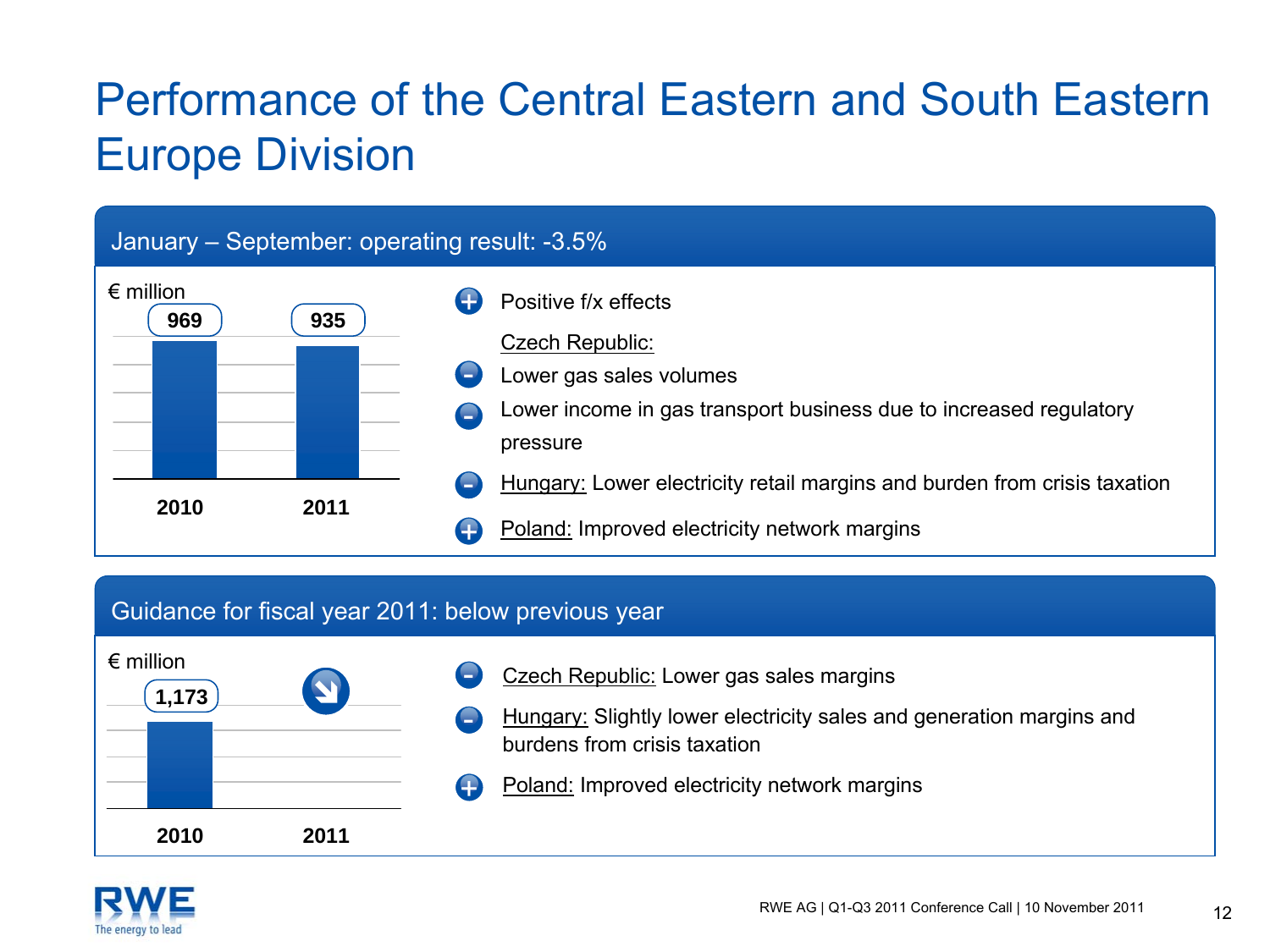# Performance of the Central Eastern and South Eastern Europe Division

## January – September: operating result: -3.5%

€ million

| 2010 | 2011 |
|---|---|
| 969 | 935 |

- (+) Positive f/x effects

Czech Republic:

- (–) Lower gas sales volumes
- (–) Lower income in gas transport business due to increased regulatory pressure
- (–) Hungary: Lower electricity retail margins and burden from crisis taxation
- (+) Poland: Improved electricity network margins

## Guidance for fiscal year 2011: below previous year

€ million

| 2010 | 2011 |
|---|---|
| 1,173 | ↘ |

- (–) Czech Republic: Lower gas sales margins
- (–) Hungary: Slightly lower electricity sales and generation margins and burdens from crisis taxation
- (+) Poland: Improved electricity network margins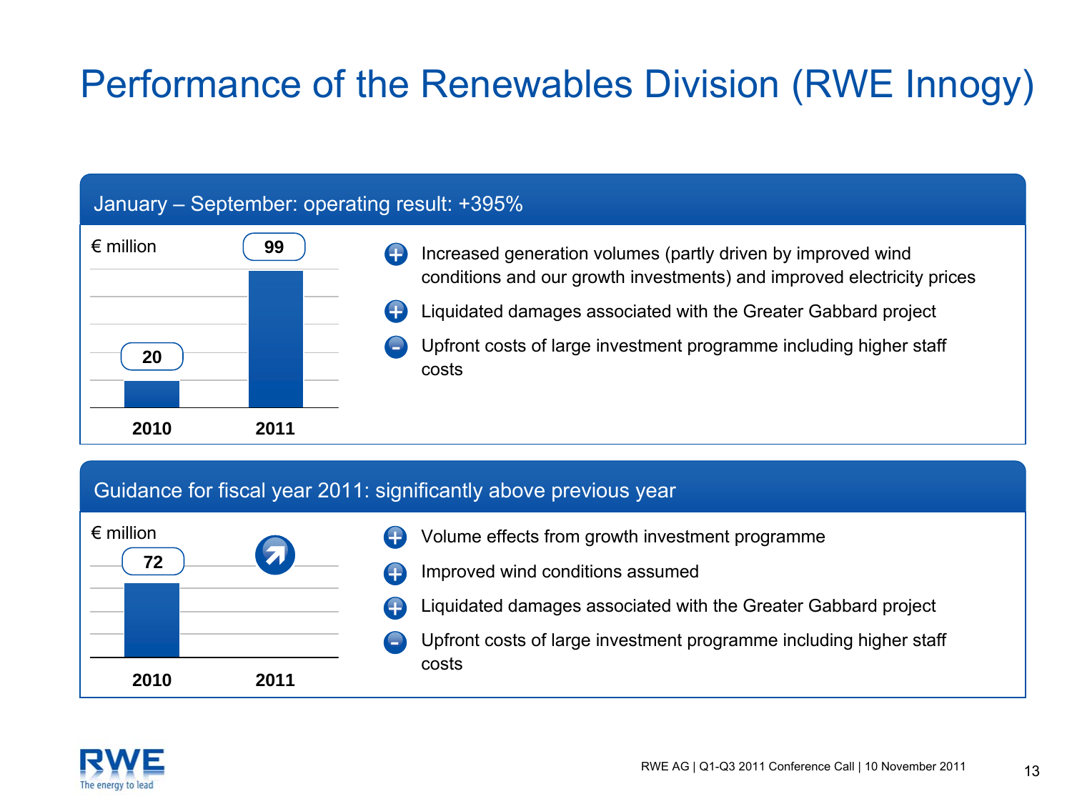# Performance of the Renewables Division (RWE Innogy)

## January – September: operating result: +395%

€ million

| | 2010 | 2011 |
|---|---|---|
| Operating result | 20 | 99 |

- (+) Increased generation volumes (partly driven by improved wind conditions and our growth investments) and improved electricity prices
- (+) Liquidated damages associated with the Greater Gabbard project
- (−) Upfront costs of large investment programme including higher staff costs

## Guidance for fiscal year 2011: significantly above previous year

€ million

| | 2010 | 2011 |
|---|---|---|
| Operating result | 72 | ↗ |

- (+) Volume effects from growth investment programme
- (+) Improved wind conditions assumed
- (+) Liquidated damages associated with the Greater Gabbard project
- (−) Upfront costs of large investment programme including higher staff costs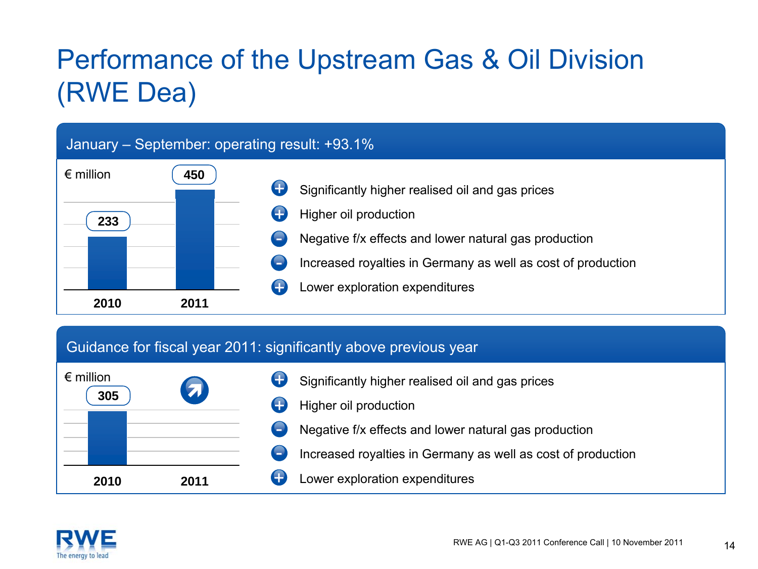# Performance of the Upstream Gas & Oil Division (RWE Dea)

## January – September: operating result: +93.1%

€ million

| 2010 | 2011 |
|---|---|
| 233 | 450 |

- (+) Significantly higher realised oil and gas prices
- (+) Higher oil production
- (–) Negative f/x effects and lower natural gas production
- (–) Increased royalties in Germany as well as cost of production
- (+) Lower exploration expenditures

## Guidance for fiscal year 2011: significantly above previous year

€ million

| 2010 | 2011 |
|---|---|
| 305 | ↗ |

- (+) Significantly higher realised oil and gas prices
- (+) Higher oil production
- (–) Negative f/x effects and lower natural gas production
- (–) Increased royalties in Germany as well as cost of production
- (+) Lower exploration expenditures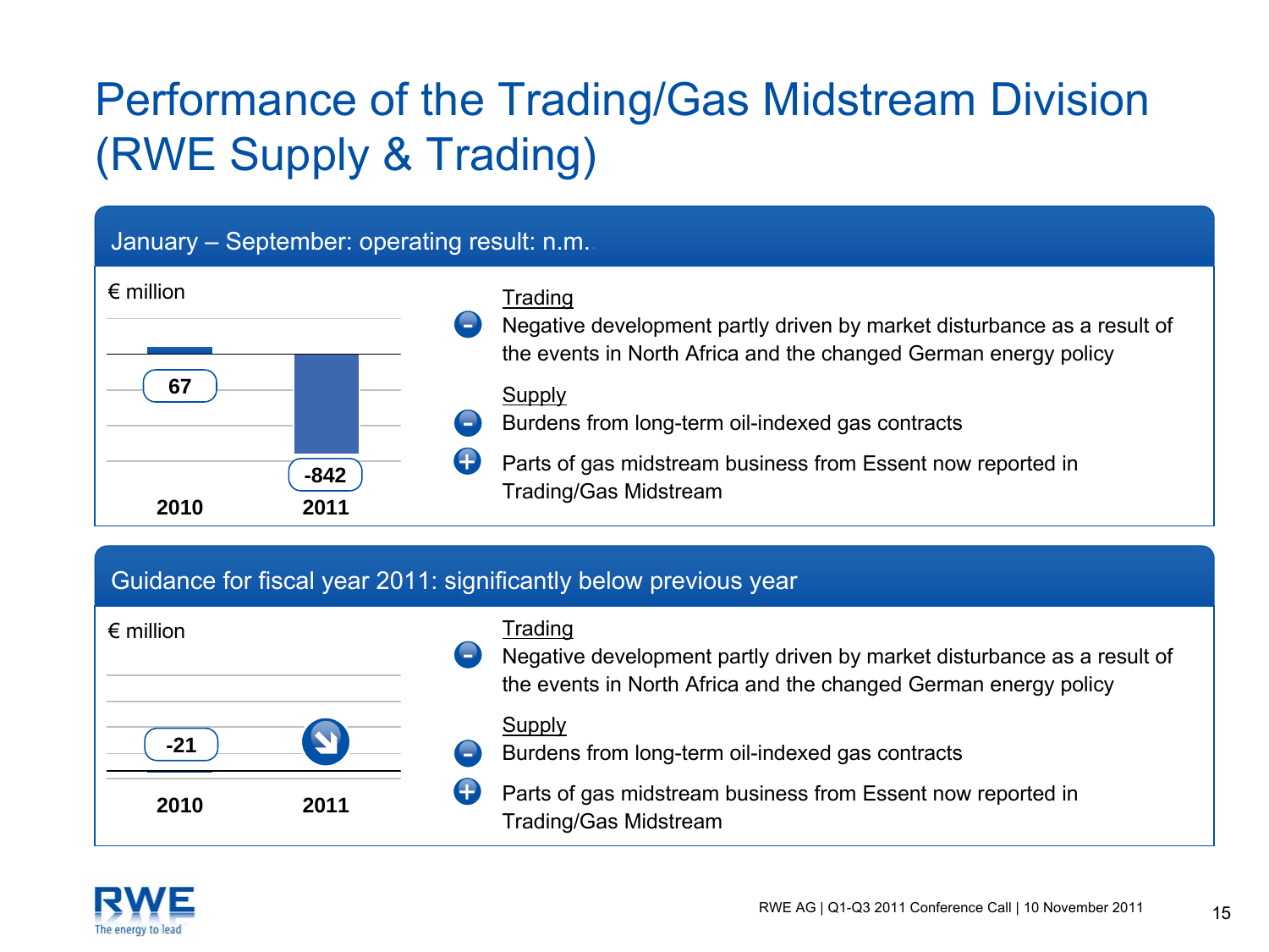# Performance of the Trading/Gas Midstream Division (RWE Supply & Trading)

## January – September: operating result: n.m.

€ million

| 2010 | 2011 |
|---|---|
| 67 | -842 |

Trading
- Negative development partly driven by market disturbance as a result of the events in North Africa and the changed German energy policy

Supply
- Burdens from long-term oil-indexed gas contracts
- \+ Parts of gas midstream business from Essent now reported in Trading/Gas Midstream

## Guidance for fiscal year 2011: significantly below previous year

€ million

| 2010 | 2011 |
|---|---|
| -21 | ↘ |

Trading
- Negative development partly driven by market disturbance as a result of the events in North Africa and the changed German energy policy

Supply
- Burdens from long-term oil-indexed gas contracts
- \+ Parts of gas midstream business from Essent now reported in Trading/Gas Midstream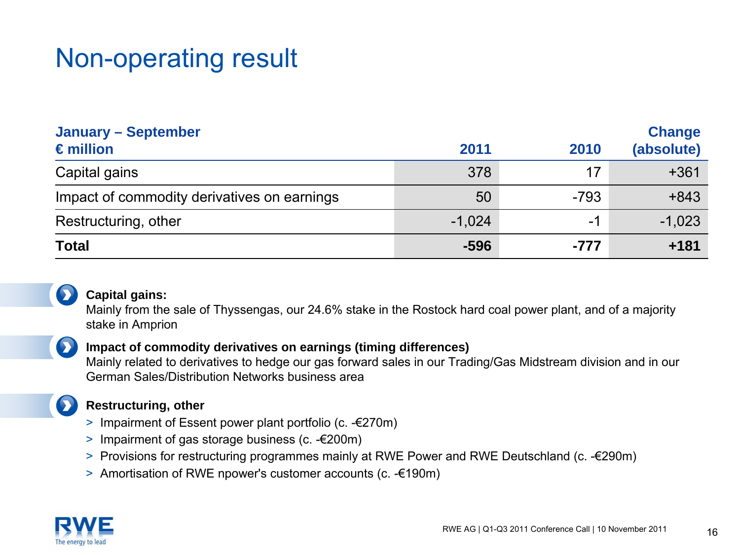# Non-operating result

| January – September<br>€ million | 2011 | 2010 | Change (absolute) |
| --- | --- | --- | --- |
| Capital gains | 378 | 17 | +361 |
| Impact of commodity derivatives on earnings | 50 | -793 | +843 |
| Restructuring, other | -1,024 | -1 | -1,023 |
| **Total** | **-596** | **-777** | **+181** |

**Capital gains:**
Mainly from the sale of Thyssengas, our 24.6% stake in the Rostock hard coal power plant, and of a majority stake in Amprion

**Impact of commodity derivatives on earnings (timing differences)**
Mainly related to derivatives to hedge our gas forward sales in our Trading/Gas Midstream division and in our German Sales/Distribution Networks business area

**Restructuring, other**

> Impairment of Essent power plant portfolio (c. -€270m)
> Impairment of gas storage business (c. -€200m)
> Provisions for restructuring programmes mainly at RWE Power and RWE Deutschland (c. -€290m)
> Amortisation of RWE npower's customer accounts (c. -€190m)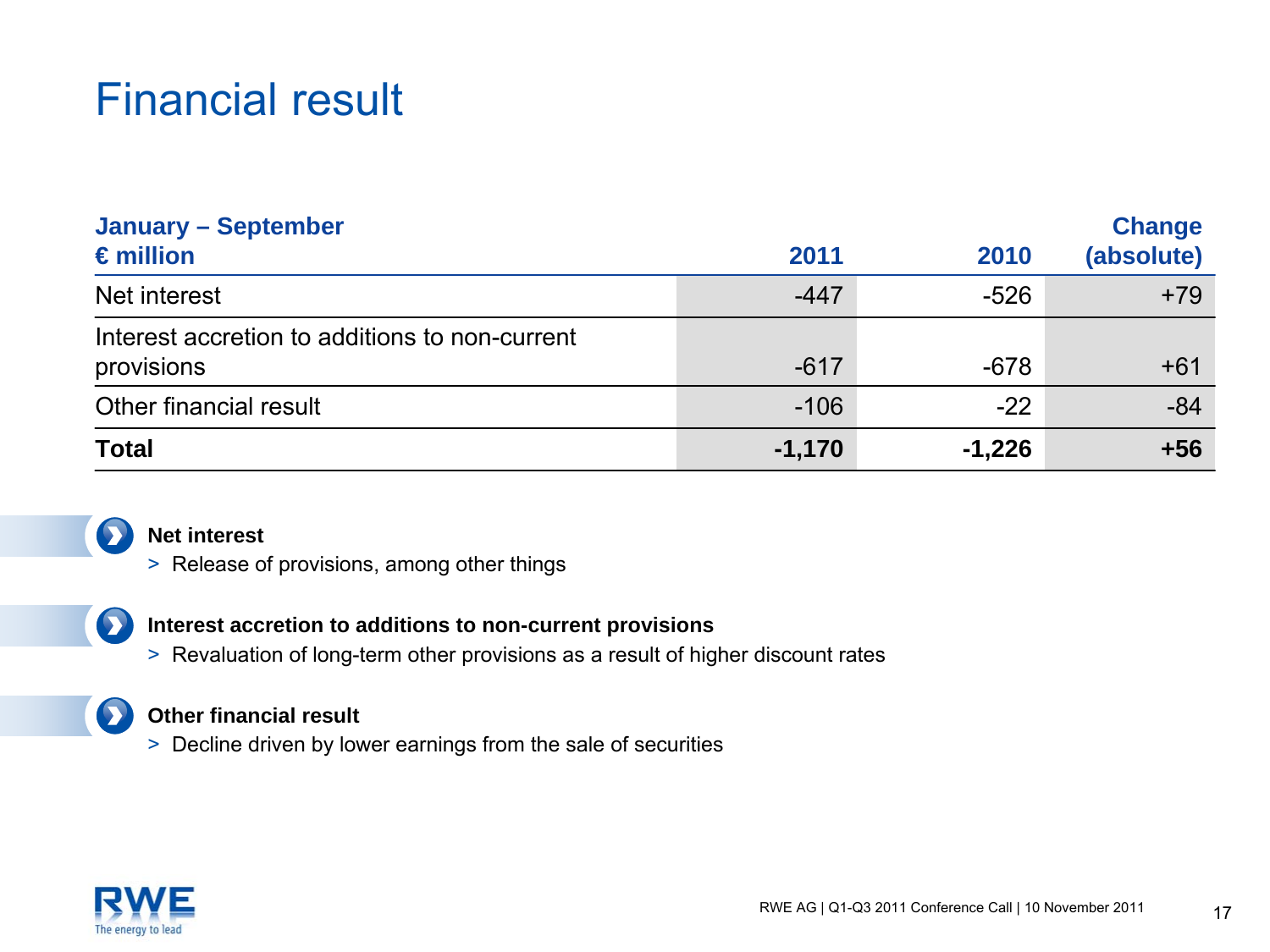# Financial result

| January – September<br>€ million | 2011 | 2010 | Change (absolute) |
|---|---|---|---|
| Net interest | -447 | -526 | +79 |
| Interest accretion to additions to non-current provisions | -617 | -678 | +61 |
| Other financial result | -106 | -22 | -84 |
| **Total** | **-1,170** | **-1,226** | **+56** |

**Net interest**

> Release of provisions, among other things

**Interest accretion to additions to non-current provisions**

> Revaluation of long-term other provisions as a result of higher discount rates

**Other financial result**

> Decline driven by lower earnings from the sale of securities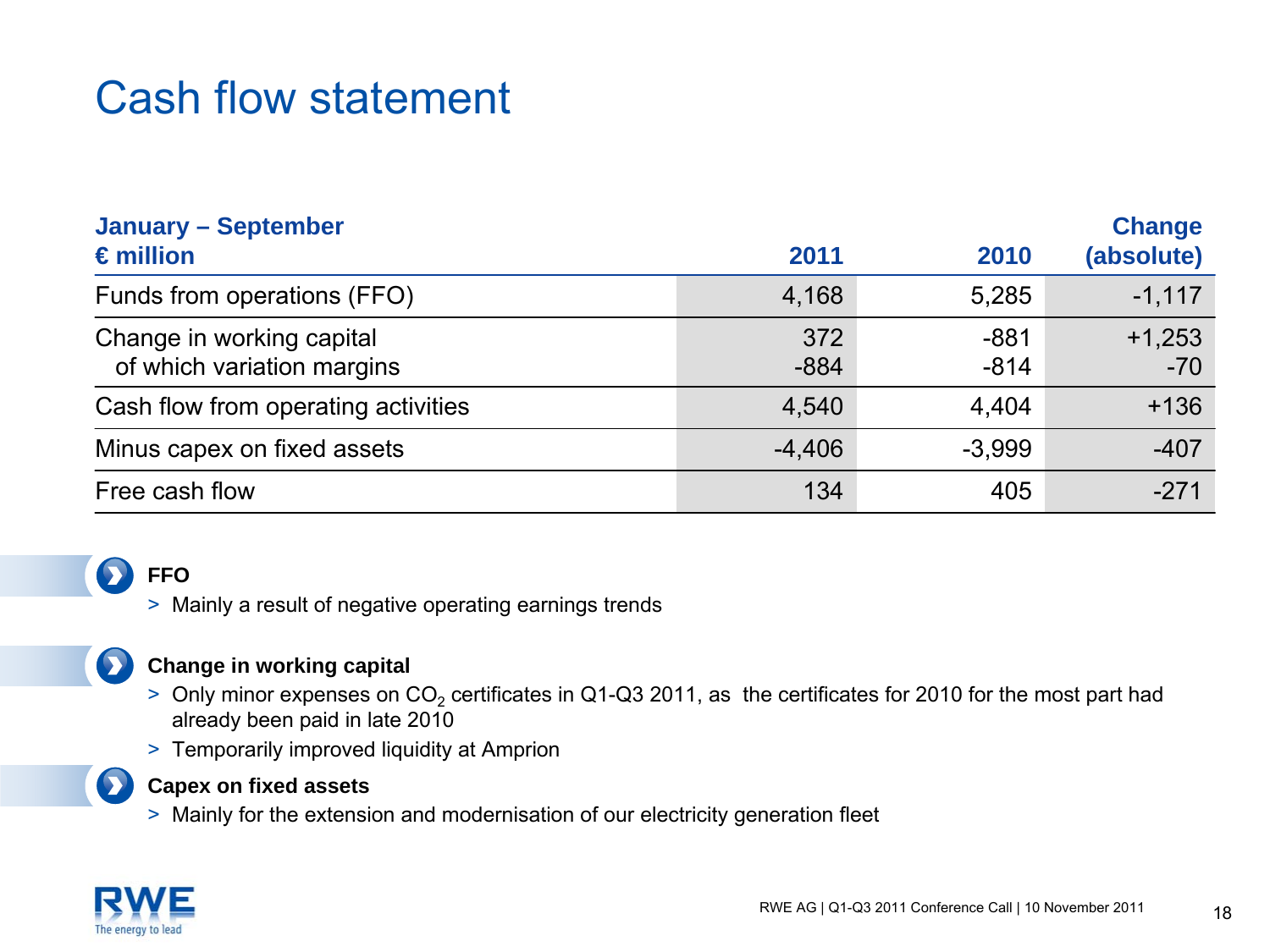# Cash flow statement

| January – September<br>€ million | 2011 | 2010 | Change<br>(absolute) |
|---|---|---|---|
| Funds from operations (FFO) | 4,168 | 5,285 | -1,117 |
| Change in working capital | 372 | -881 | +1,253 |
| of which variation margins | -884 | -814 | -70 |
| Cash flow from operating activities | 4,540 | 4,404 | +136 |
| Minus capex on fixed assets | -4,406 | -3,999 | -407 |
| Free cash flow | 134 | 405 | -271 |

**FFO**

> Mainly a result of negative operating earnings trends

**Change in working capital**

> Only minor expenses on $CO_2$ certificates in Q1-Q3 2011, as the certificates for 2010 for the most part had already been paid in late 2010

> Temporarily improved liquidity at Amprion

**Capex on fixed assets**

> Mainly for the extension and modernisation of our electricity generation fleet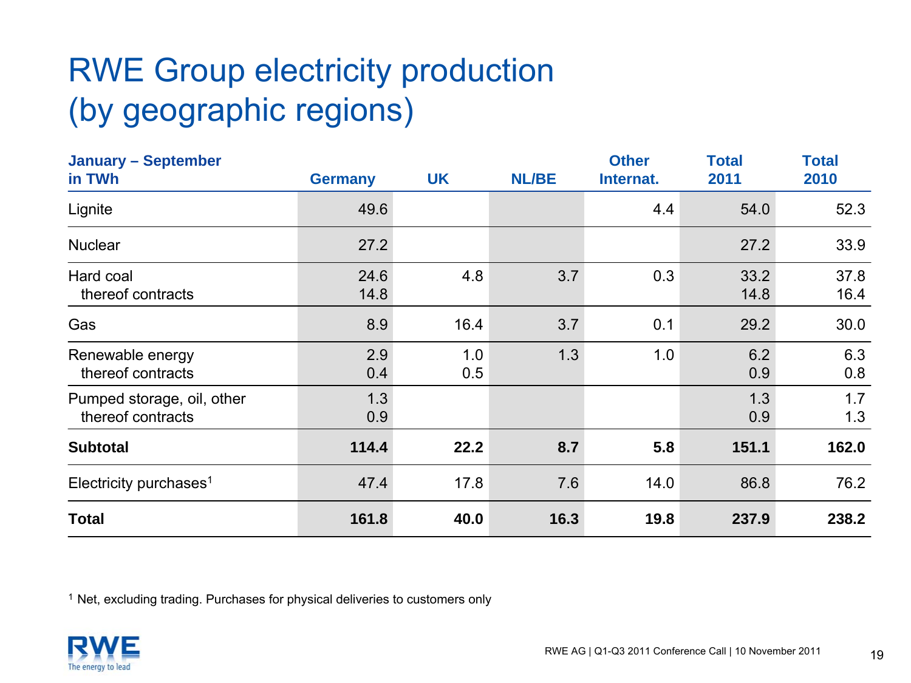# RWE Group electricity production (by geographic regions)

| January – September in TWh | Germany | UK | NL/BE | Other Internat. | Total 2011 | Total 2010 |
|---|---|---|---|---|---|---|
| Lignite | 49.6 | | | 4.4 | 54.0 | 52.3 |
| Nuclear | 27.2 | | | | 27.2 | 33.9 |
| Hard coal | 24.6 | 4.8 | 3.7 | 0.3 | 33.2 | 37.8 |
| thereof contracts | 14.8 | | | | 14.8 | 16.4 |
| Gas | 8.9 | 16.4 | 3.7 | 0.1 | 29.2 | 30.0 |
| Renewable energy | 2.9 | 1.0 | 1.3 | 1.0 | 6.2 | 6.3 |
| thereof contracts | 0.4 | 0.5 | | | 0.9 | 0.8 |
| Pumped storage, oil, other | 1.3 | | | | 1.3 | 1.7 |
| thereof contracts | 0.9 | | | | 0.9 | 1.3 |
| **Subtotal** | **114.4** | **22.2** | **8.7** | **5.8** | **151.1** | **162.0** |
| Electricity purchases[1] | 47.4 | 17.8 | 7.6 | 14.0 | 86.8 | 76.2 |
| **Total** | **161.8** | **40.0** | **16.3** | **19.8** | **237.9** | **238.2** |

[1] Net, excluding trading. Purchases for physical deliveries to customers only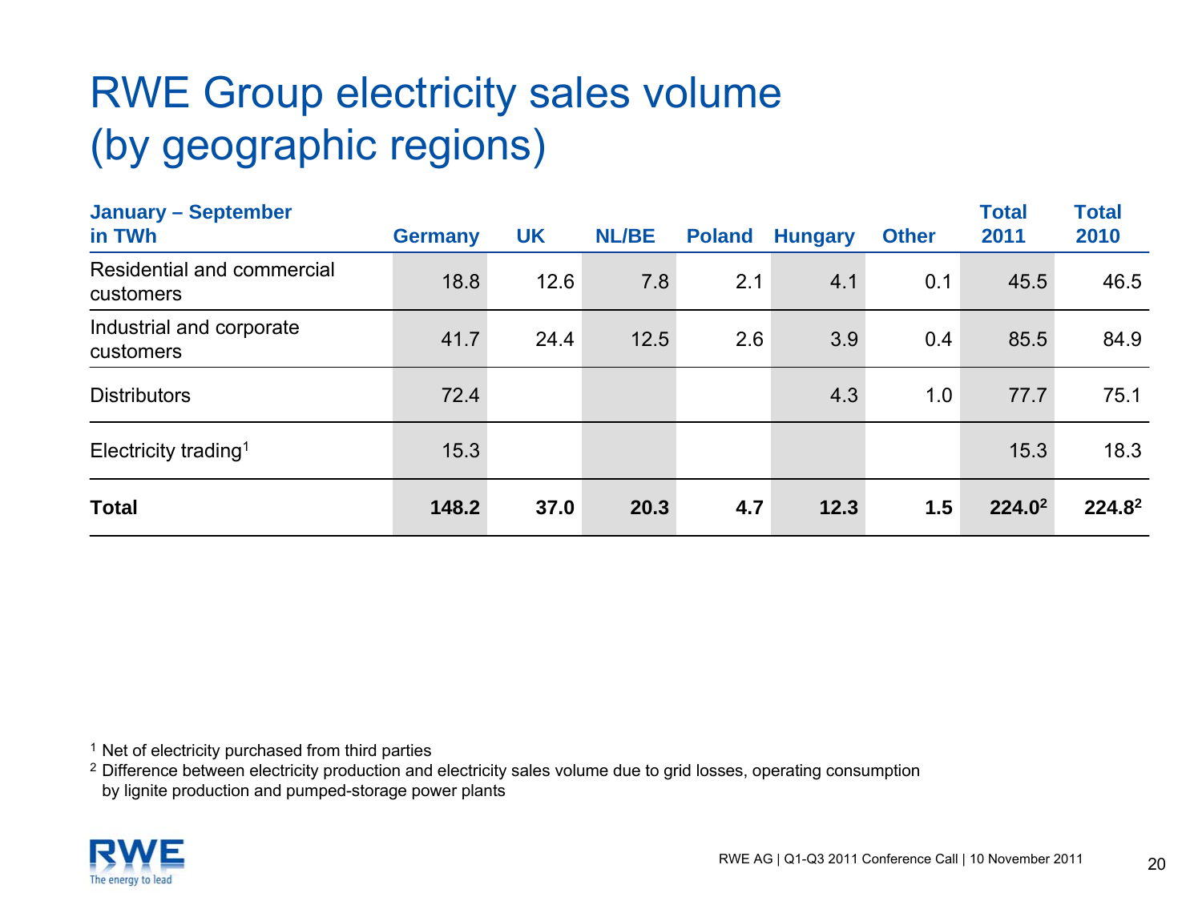# RWE Group electricity sales volume (by geographic regions)

| January – September in TWh | Germany | UK | NL/BE | Poland | Hungary | Other | Total 2011 | Total 2010 |
|---|---|---|---|---|---|---|---|---|
| Residential and commercial customers | 18.8 | 12.6 | 7.8 | 2.1 | 4.1 | 0.1 | 45.5 | 46.5 |
| Industrial and corporate customers | 41.7 | 24.4 | 12.5 | 2.6 | 3.9 | 0.4 | 85.5 | 84.9 |
| Distributors | 72.4 | | | | 4.3 | 1.0 | 77.7 | 75.1 |
| Electricity trading[1] | 15.3 | | | | | | 15.3 | 18.3 |
| **Total** | **148.2** | **37.0** | **20.3** | **4.7** | **12.3** | **1.5** | **224.0**[2] | **224.8**[2] |

[1] Net of electricity purchased from third parties

[2] Difference between electricity production and electricity sales volume due to grid losses, operating consumption by lignite production and pumped-storage power plants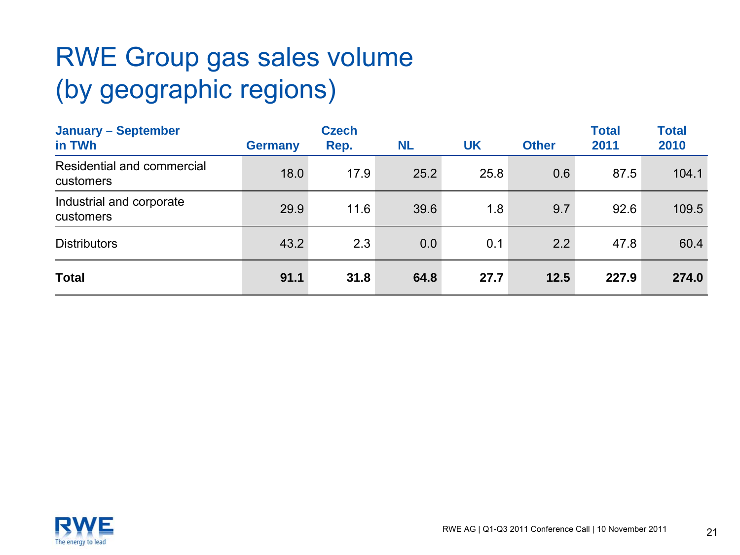# RWE Group gas sales volume (by geographic regions)

| January – September in TWh | Germany | Czech Rep. | NL | UK | Other | Total 2011 | Total 2010 |
|---|---|---|---|---|---|---|---|
| Residential and commercial customers | 18.0 | 17.9 | 25.2 | 25.8 | 0.6 | 87.5 | 104.1 |
| Industrial and corporate customers | 29.9 | 11.6 | 39.6 | 1.8 | 9.7 | 92.6 | 109.5 |
| Distributors | 43.2 | 2.3 | 0.0 | 0.1 | 2.2 | 47.8 | 60.4 |
| **Total** | **91.1** | **31.8** | **64.8** | **27.7** | **12.5** | **227.9** | **274.0** |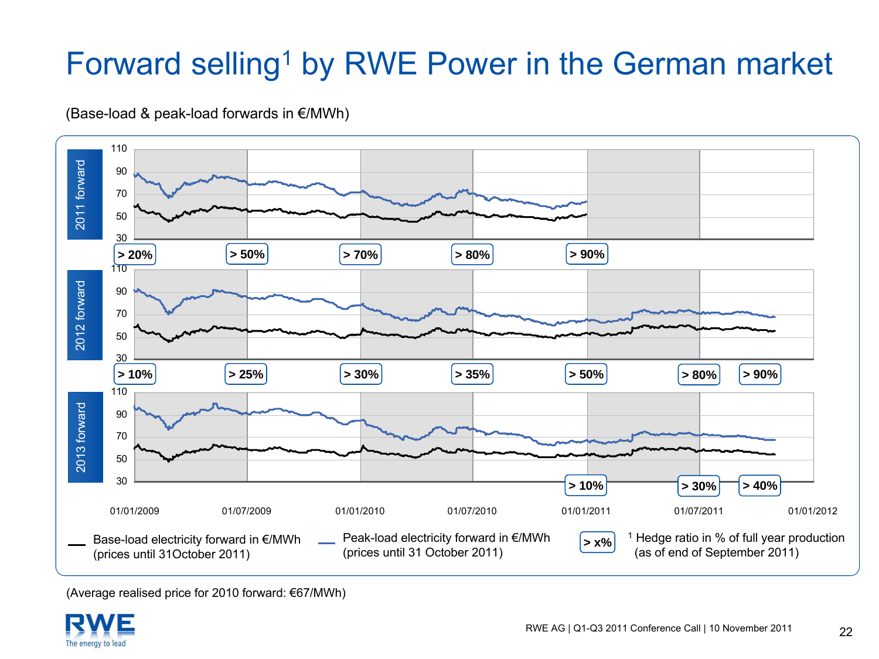# Forward selling[1] by RWE Power in the German market

(Base-load & peak-load forwards in €/MWh)

**2011 forward**

Hedge ratios: > 20% (01/01/2009), > 50% (01/07/2009), > 70% (01/01/2010), > 80% (01/07/2010), > 90% (01/01/2011)

**2012 forward**

Hedge ratios: > 10% (01/01/2009), > 25% (01/07/2009), > 30% (01/01/2010), > 35% (01/07/2010), > 50% (01/01/2011), > 80% (01/07/2011), > 90%

**2013 forward**

Hedge ratios: > 10% (01/01/2011), > 30% (01/07/2011), > 40%

— Base-load electricity forward in €/MWh (prices until 31October 2011)

— Peak-load electricity forward in €/MWh (prices until 31 October 2011)

> x% [1] Hedge ratio in % of full year production (as of end of September 2011)

(Average realised price for 2010 forward: €67/MWh)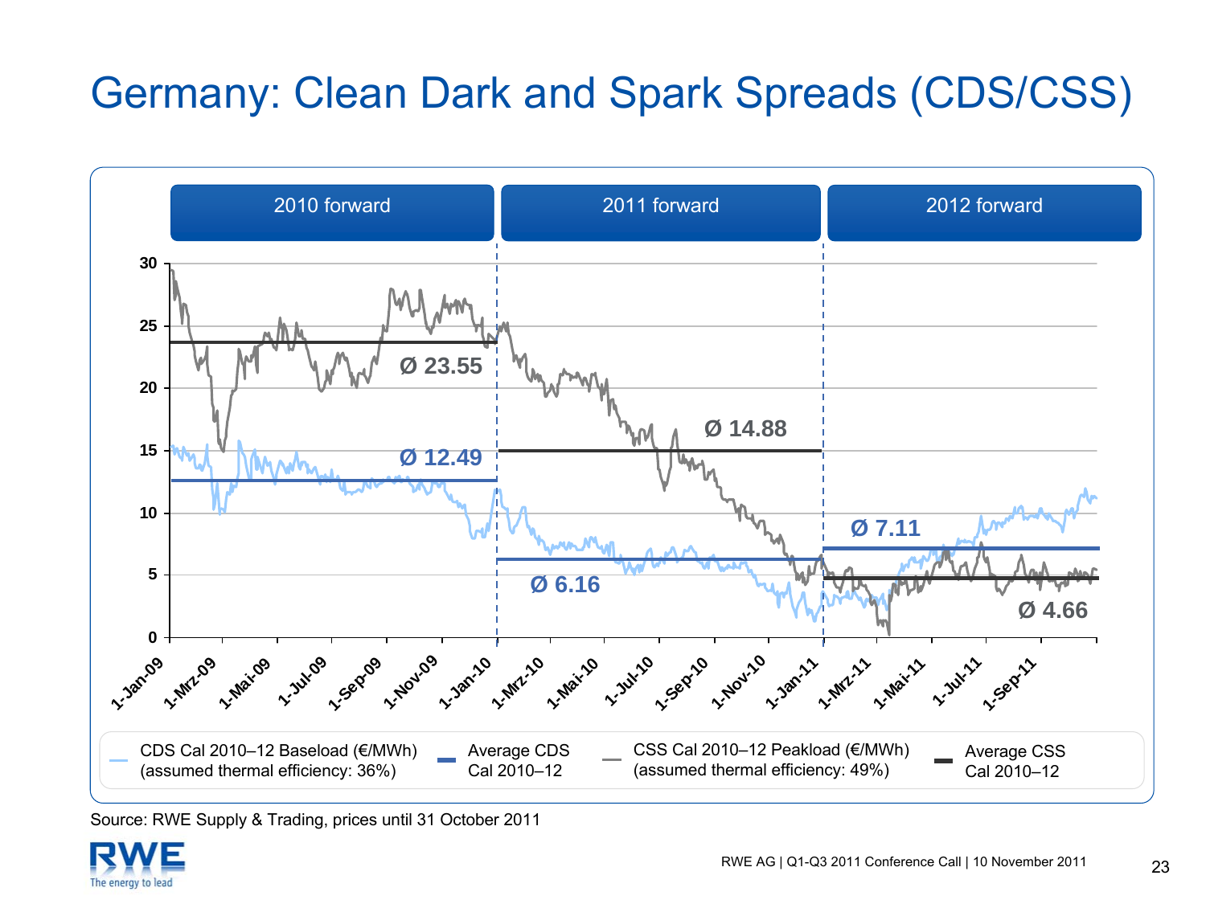# Germany: Clean Dark and Spark Spreads (CDS/CSS)

2010 forward | 2011 forward | 2012 forward

Ø 23.55

Ø 12.49

Ø 14.88

Ø 6.16

Ø 7.11

Ø 4.66

30, 25, 20, 15, 10, 5, 0

1-Jan-09, 1-Mrz-09, 1-Mai-09, 1-Jul-09, 1-Sep-09, 1-Nov-09, 1-Jan-10, 1-Mrz-10, 1-Mai-10, 1-Jul-10, 1-Sep-10, 1-Nov-10, 1-Jan-11, 1-Mrz-11, 1-Mai-11, 1-Jul-11, 1-Sep-11

- CDS Cal 2010–12 Baseload (€/MWh) (assumed thermal efficiency: 36%)
- Average CDS Cal 2010–12
- CSS Cal 2010–12 Peakload (€/MWh) (assumed thermal efficiency: 49%)
- Average CSS Cal 2010–12

Source: RWE Supply & Trading, prices until 31 October 2011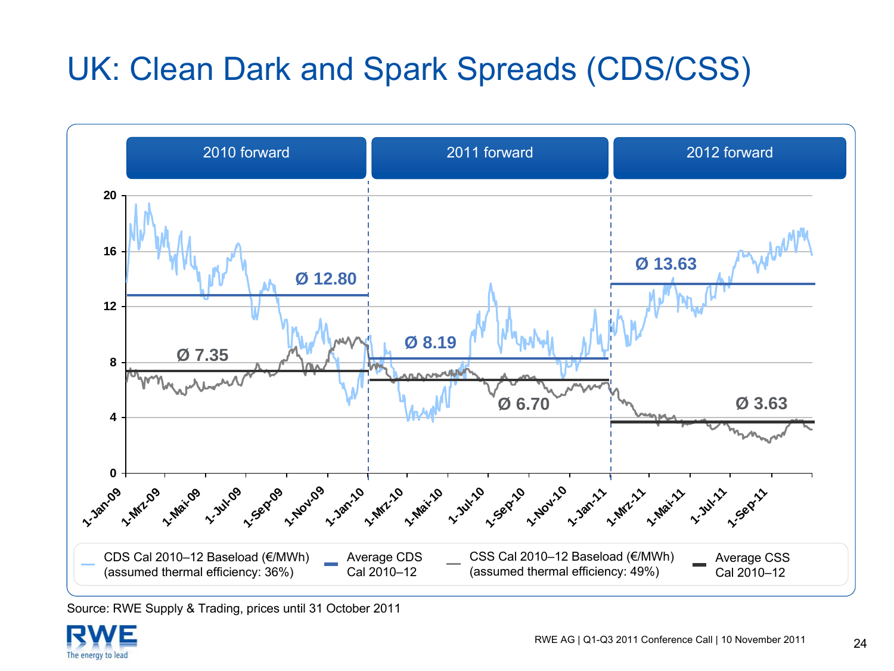# UK: Clean Dark and Spark Spreads (CDS/CSS)

| | 2010 forward | 2011 forward | 2012 forward |
|---|---|---|---|
| Average CDS Cal 2010–12 | Ø 12.80 | Ø 8.19 | Ø 13.63 |
| Average CSS Cal 2010–12 | Ø 7.35 | Ø 6.70 | Ø 3.63 |

- CDS Cal 2010–12 Baseload (€/MWh) (assumed thermal efficiency: 36%)
- Average CDS Cal 2010–12
- CSS Cal 2010–12 Baseload (€/MWh) (assumed thermal efficiency: 49%)
- Average CSS Cal 2010–12

Source: RWE Supply & Trading, prices until 31 October 2011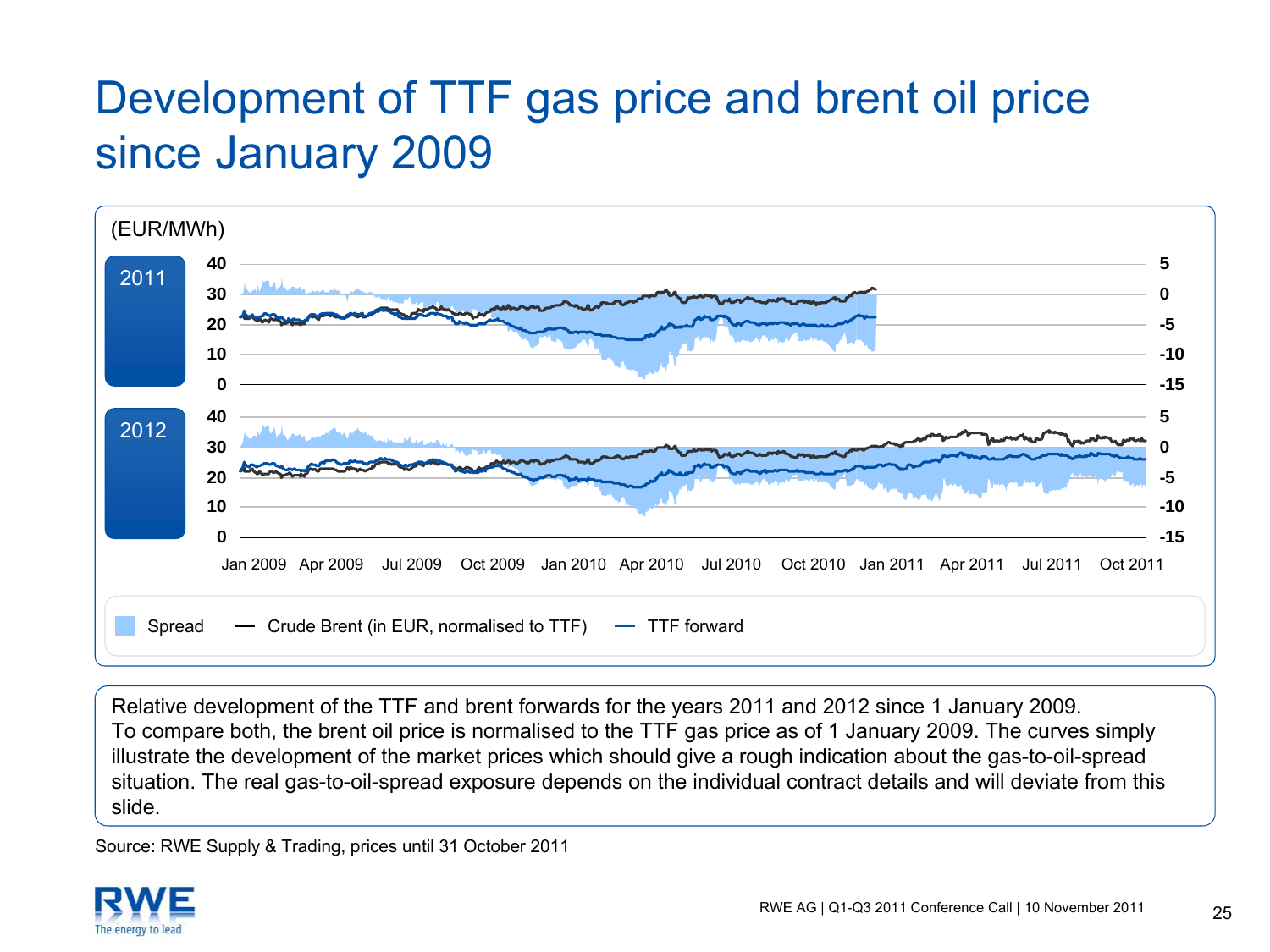# Development of TTF gas price and brent oil price since January 2009

(EUR/MWh)

2011

2012

Spread — Crude Brent (in EUR, normalised to TTF) — TTF forward

Jan 2009 Apr 2009 Jul 2009 Oct 2009 Jan 2010 Apr 2010 Jul 2010 Oct 2010 Jan 2011 Apr 2011 Jul 2011 Oct 2011

Relative development of the TTF and brent forwards for the years 2011 and 2012 since 1 January 2009. To compare both, the brent oil price is normalised to the TTF gas price as of 1 January 2009. The curves simply illustrate the development of the market prices which should give a rough indication about the gas-to-oil-spread situation. The real gas-to-oil-spread exposure depends on the individual contract details and will deviate from this slide.

Source: RWE Supply & Trading, prices until 31 October 2011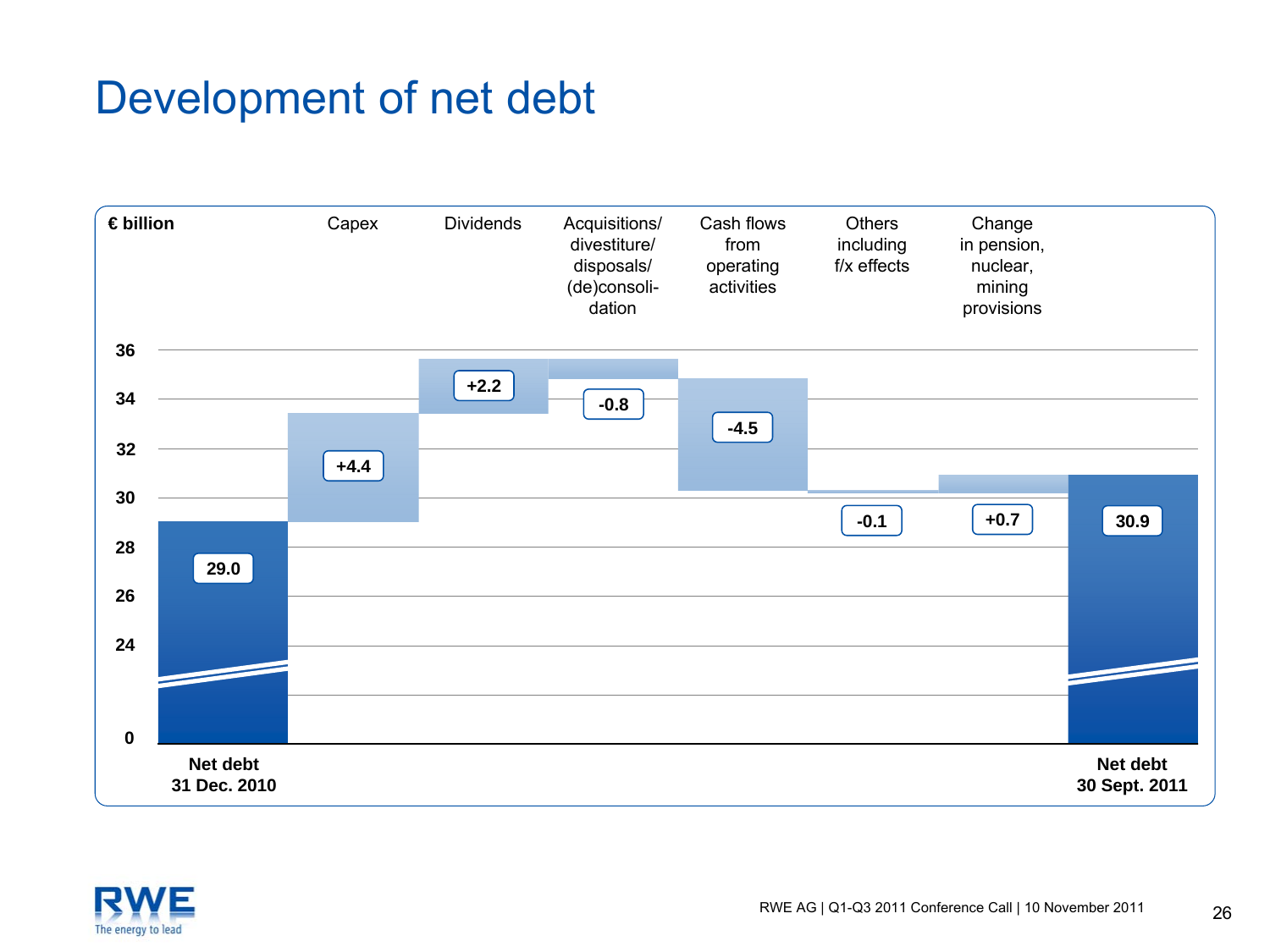# Development of net debt

€ billion

| | Net debt 31 Dec. 2010 | Capex | Dividends | Acquisitions/ divestiture/ disposals/ (de)consoli-dation | Cash flows from operating activities | Others including f/x effects | Change in pension, nuclear, mining provisions | Net debt 30 Sept. 2011 |
|---|---|---|---|---|---|---|---|---|
| € billion | 29.0 | +4.4 | +2.2 | -0.8 | -4.5 | -0.1 | +0.7 | 30.9 |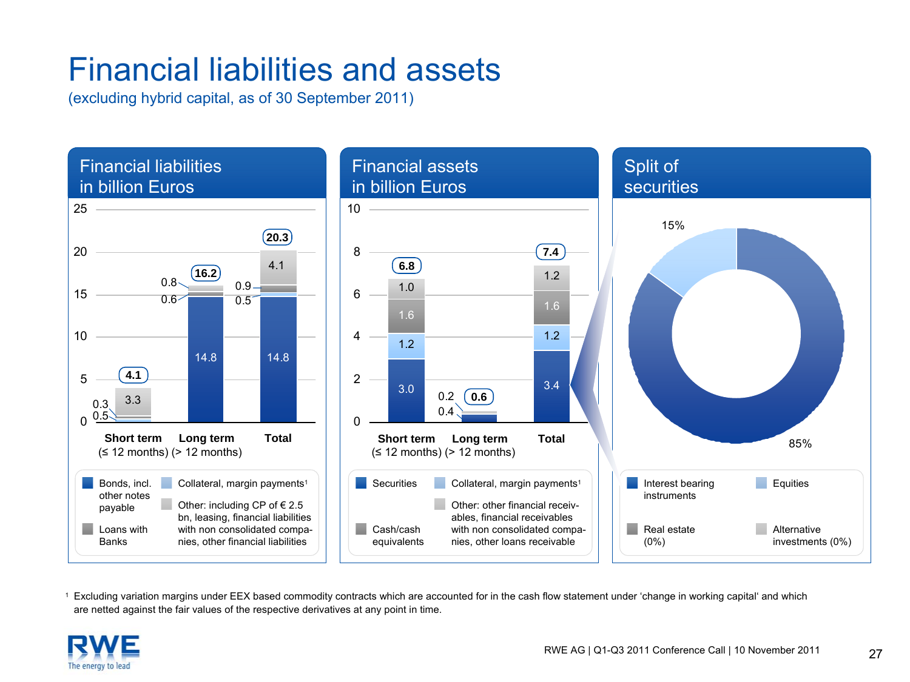# Financial liabilities and assets

(excluding hybrid capital, as of 30 September 2011)

## Financial liabilities in billion Euros

| | Short term (≤ 12 months) | Long term (> 12 months) | Total |
|---|---|---|---|
| Bonds, incl. other notes payable | 0.3 | 14.8 | 14.8 |
| Collateral, margin payments[1] | | | 0.5 |
| Loans with Banks | | 0.6 | 0.9 |
| Other: including CP of € 2.5 bn, leasing, financial liabilities with non consolidated companies, other financial liabilities | 3.3 | 0.8 | 4.1 |
| **Total** | **4.1** | **16.2** | **20.3** |

Short term labels also show 0.5.

## Financial assets in billion Euros

| | Short term (≤ 12 months) | Long term (> 12 months) | Total |
|---|---|---|---|
| Securities | 3.0 | 0.4 | 3.4 |
| Collateral, margin payments[1] | 1.2 | | 1.2 |
| Cash/cash equivalents | 1.6 | | 1.6 |
| Other: other financial receivables, financial receivables with non consolidated companies, other loans receivable | 1.0 | 0.2 | 1.2 |
| **Total** | **6.8** | **0.6** | **7.4** |

## Split of securities

- Interest bearing instruments: 85%
- Equities: 15%
- Real estate (0%)
- Alternative investments (0%)

[1] Excluding variation margins under EEX based commodity contracts which are accounted for in the cash flow statement under 'change in working capital' and which are netted against the fair values of the respective derivatives at any point in time.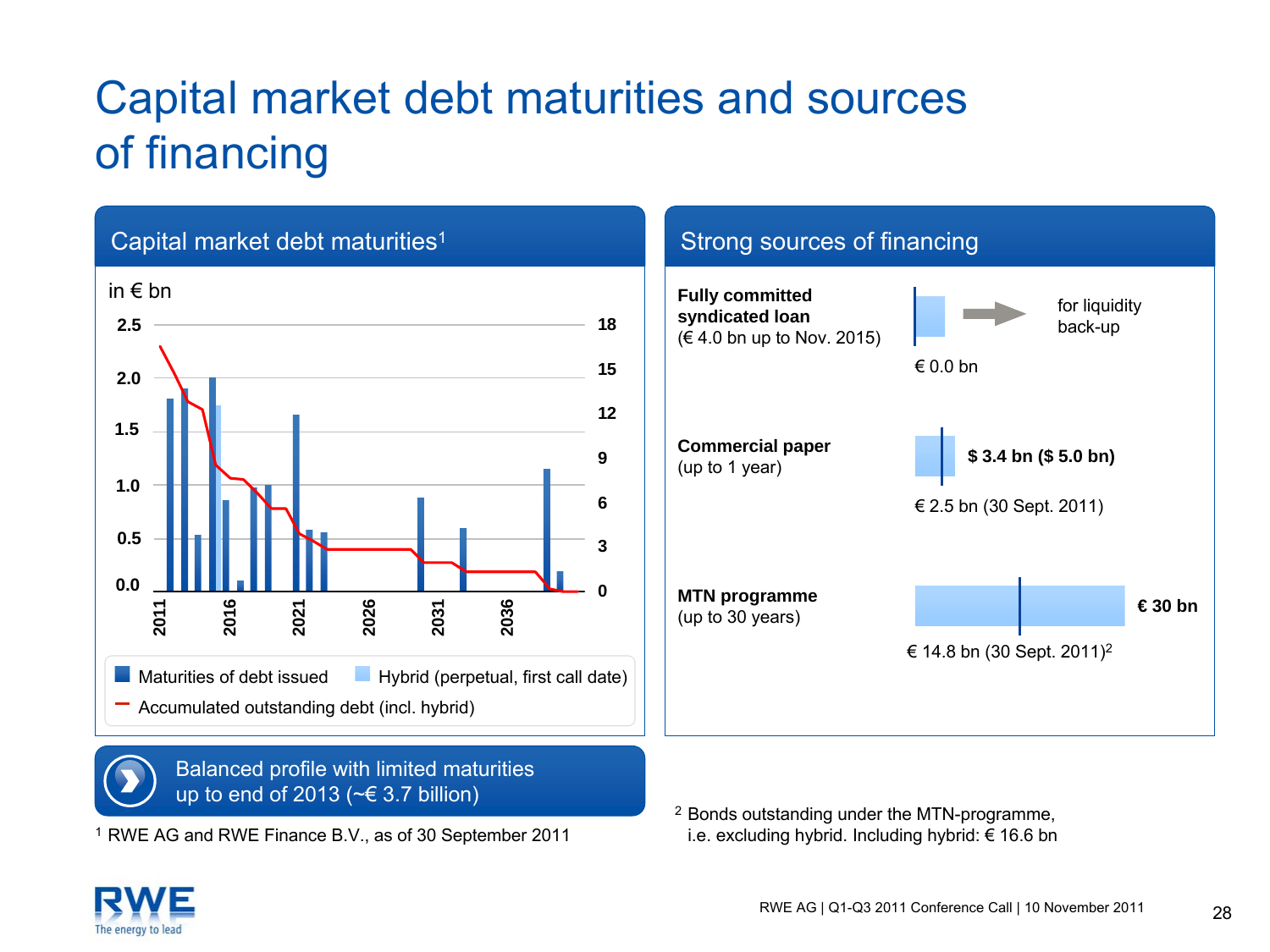# Capital market debt maturities and sources of financing

## Capital market debt maturities[1]

in € bn

Left axis: 0.0, 0.5, 1.0, 1.5, 2.0, 2.5
Right axis: 0, 3, 6, 9, 12, 15, 18
Years: 2011, 2016, 2021, 2026, 2031, 2036

- Maturities of debt issued
- Hybrid (perpetual, first call date)
- Accumulated outstanding debt (incl. hybrid)

**Balanced profile with limited maturities up to end of 2013 (~€ 3.7 billion)**

[1] RWE AG and RWE Finance B.V., as of 30 September 2011

## Strong sources of financing

**Fully committed syndicated loan**
(€ 4.0 bn up to Nov. 2015)
€ 0.0 bn — for liquidity back-up

**Commercial paper**
(up to 1 year)
**$ 3.4 bn ($ 5.0 bn)**
€ 2.5 bn (30 Sept. 2011)

**MTN programme**
(up to 30 years)
**€ 30 bn**
€ 14.8 bn (30 Sept. 2011)[2]

[2] Bonds outstanding under the MTN-programme, i.e. excluding hybrid. Including hybrid: € 16.6 bn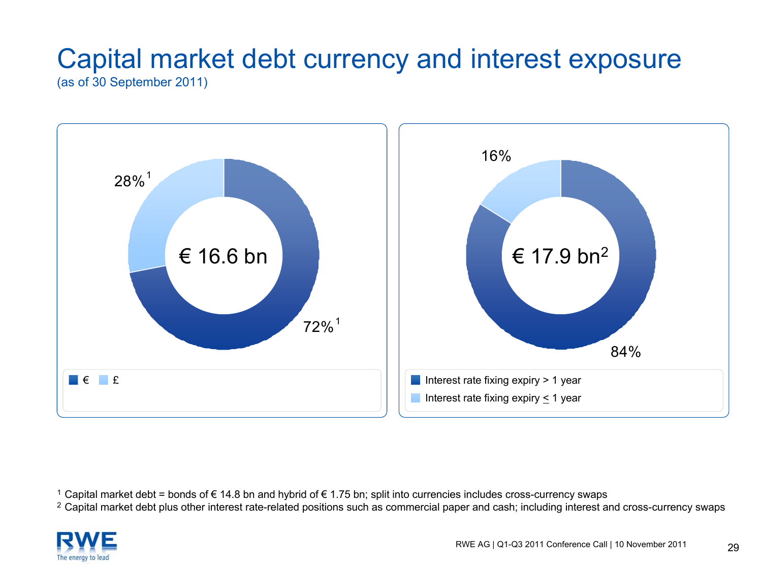# Capital market debt currency and interest exposure

(as of 30 September 2011)

**€ 16.6 bn**

- €: 72%[1]
- £: 28%[1]

**€ 17.9 bn[2]**

- Interest rate fixing expiry > 1 year: 84%
- Interest rate fixing expiry ≤ 1 year: 16%

[1] Capital market debt = bonds of € 14.8 bn and hybrid of € 1.75 bn; split into currencies includes cross-currency swaps

[2] Capital market debt plus other interest rate-related positions such as commercial paper and cash; including interest and cross-currency swaps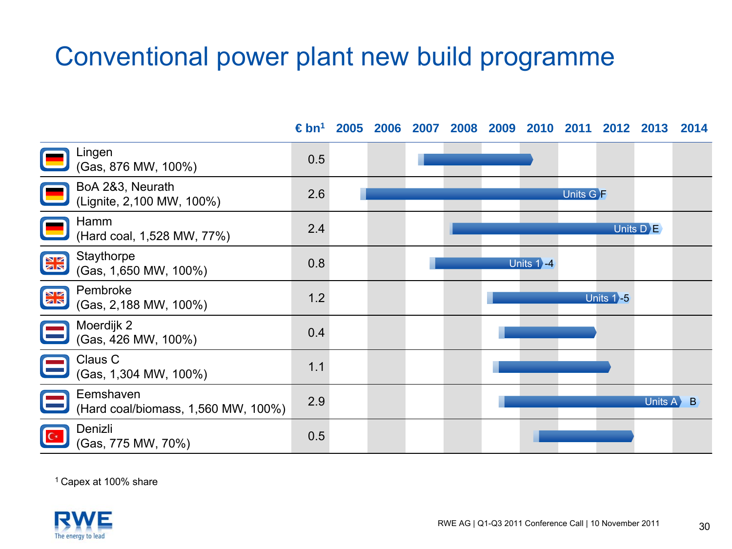# Conventional power plant new build programme

| | € bn[1] | 2005 | 2006 | 2007 | 2008 | 2009 | 2010 | 2011 | 2012 | 2013 | 2014 |
|---|---|---|---|---|---|---|---|---|---|---|---|
| Lingen (Gas, 876 MW, 100%) | 0.5 | | | | | | | | | | |
| BoA 2&3, Neurath (Lignite, 2,100 MW, 100%) | 2.6 | | | | | | | Units G | F | | |
| Hamm (Hard coal, 1,528 MW, 77%) | 2.4 | | | | | | | | Units D | E | |
| Staythorpe (Gas, 1,650 MW, 100%) | 0.8 | | | | | Units 1 | -4 | | | | |
| Pembroke (Gas, 2,188 MW, 100%) | 1.2 | | | | | | | Units 1 | -5 | | |
| Moerdijk 2 (Gas, 426 MW, 100%) | 0.4 | | | | | | | | | | |
| Claus C (Gas, 1,304 MW, 100%) | 1.1 | | | | | | | | | | |
| Eemshaven (Hard coal/biomass, 1,560 MW, 100%) | 2.9 | | | | | | | | | Units A | B |
| Denizli (Gas, 775 MW, 70%) | 0.5 | | | | | | | | | | |

[1] Capex at 100% share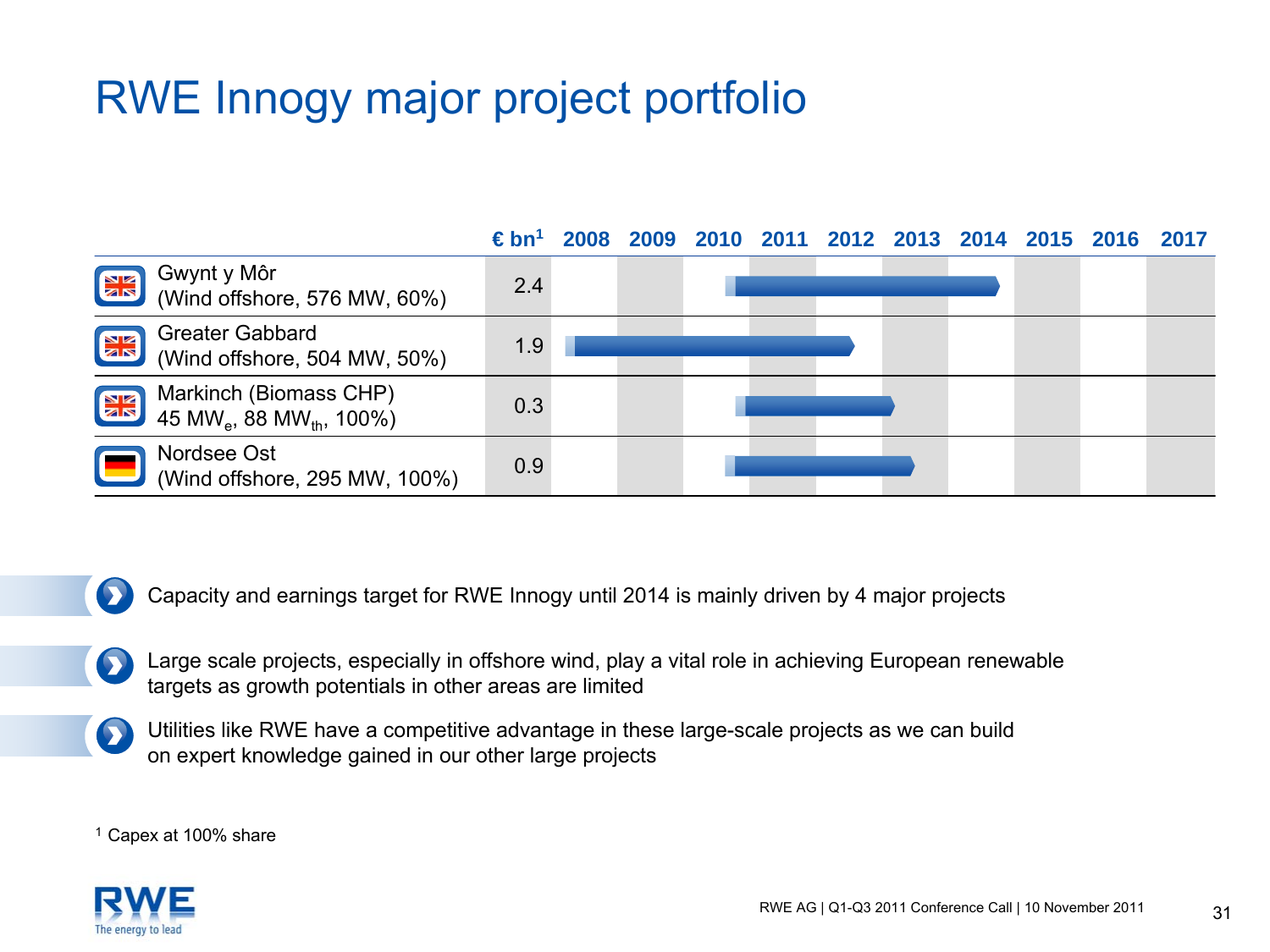# RWE Innogy major project portfolio

| | € bn[1] | 2008 | 2009 | 2010 | 2011 | 2012 | 2013 | 2014 | 2015 | 2016 | 2017 |
|---|---|---|---|---|---|---|---|---|---|---|---|
| Gwynt y Môr (Wind offshore, 576 MW, 60%) | 2.4 | | | | | | | | | | |
| Greater Gabbard (Wind offshore, 504 MW, 50%) | 1.9 | | | | | | | | | | |
| Markinch (Biomass CHP) 45 $MW_e$, 88 $MW_{th}$, 100%) | 0.3 | | | | | | | | | | |
| Nordsee Ost (Wind offshore, 295 MW, 100%) | 0.9 | | | | | | | | | | |

- Capacity and earnings target for RWE Innogy until 2014 is mainly driven by 4 major projects
- Large scale projects, especially in offshore wind, play a vital role in achieving European renewable targets as growth potentials in other areas are limited
- Utilities like RWE have a competitive advantage in these large-scale projects as we can build on expert knowledge gained in our other large projects

[1] Capex at 100% share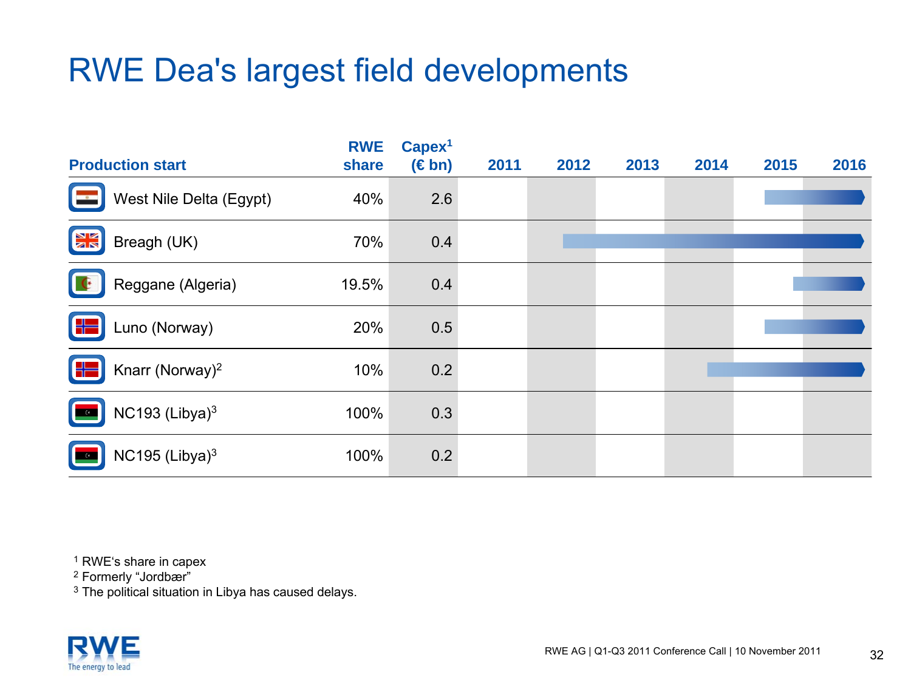# RWE Dea's largest field developments

| Production start | RWE share | Capex[1] (€ bn) | 2011 | 2012 | 2013 | 2014 | 2015 | 2016 |
|---|---|---|---|---|---|---|---|---|
| West Nile Delta (Egypt) | 40% | 2.6 | | | | | → | → |
| Breagh (UK) | 70% | 0.4 | | → | → | → | → | → |
| Reggane (Algeria) | 19.5% | 0.4 | | | | | → | → |
| Luno (Norway) | 20% | 0.5 | | | | | → | → |
| Knarr (Norway)[2] | 10% | 0.2 | | | | → | → | → |
| NC193 (Libya)[3] | 100% | 0.3 | | | | | | |
| NC195 (Libya)[3] | 100% | 0.2 | | | | | | |

[1] RWE's share in capex
[2] Formerly "Jordbær"
[3] The political situation in Libya has caused delays.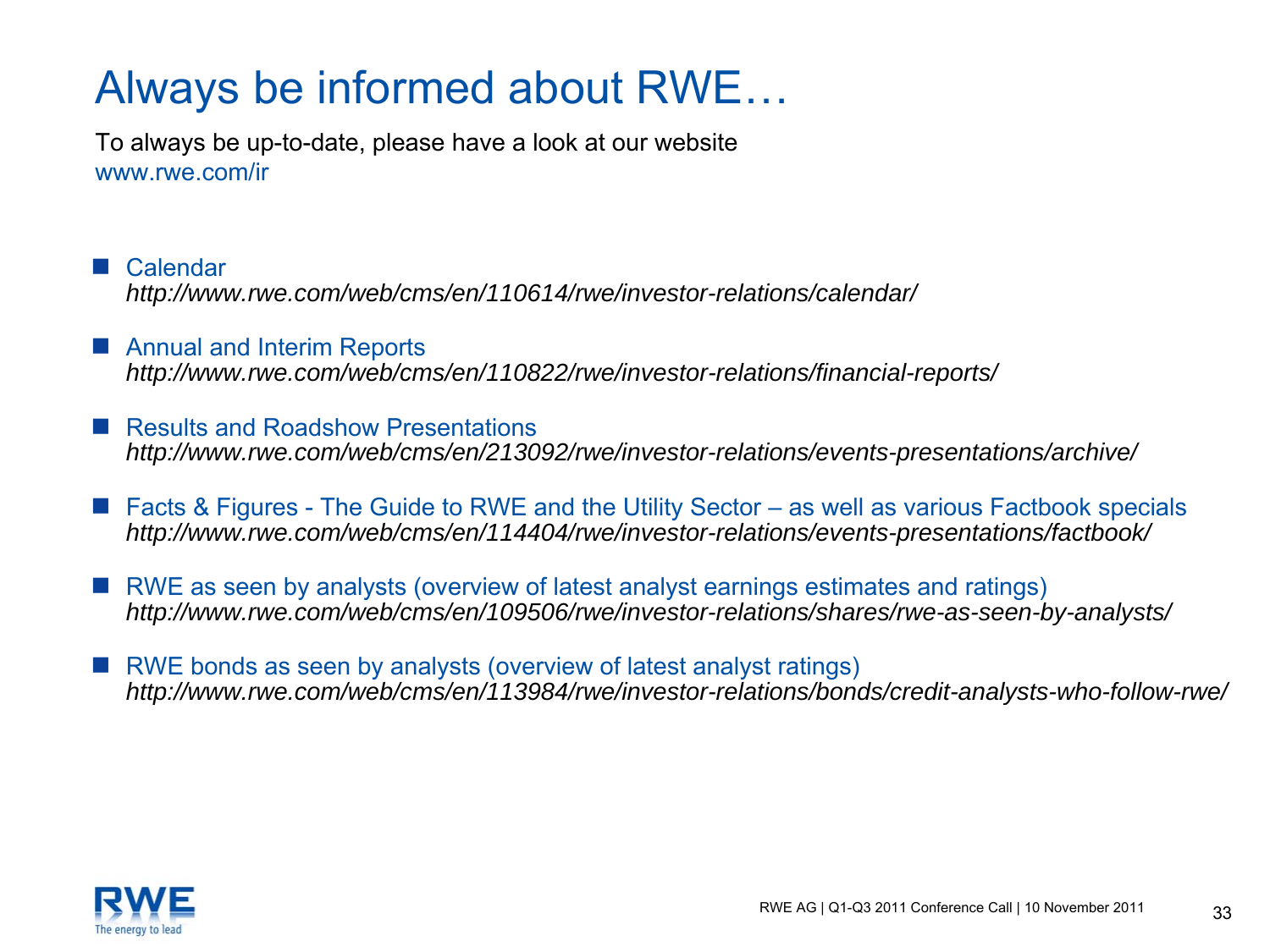# Always be informed about RWE…

To always be up-to-date, please have a look at our website
www.rwe.com/ir

- Calendar
  *http://www.rwe.com/web/cms/en/110614/rwe/investor-relations/calendar/*
- Annual and Interim Reports
  *http://www.rwe.com/web/cms/en/110822/rwe/investor-relations/financial-reports/*
- Results and Roadshow Presentations
  *http://www.rwe.com/web/cms/en/213092/rwe/investor-relations/events-presentations/archive/*
- Facts & Figures - The Guide to RWE and the Utility Sector – as well as various Factbook specials
  *http://www.rwe.com/web/cms/en/114404/rwe/investor-relations/events-presentations/factbook/*
- RWE as seen by analysts (overview of latest analyst earnings estimates and ratings)
  *http://www.rwe.com/web/cms/en/109506/rwe/investor-relations/shares/rwe-as-seen-by-analysts/*
- RWE bonds as seen by analysts (overview of latest analyst ratings)
  *http://www.rwe.com/web/cms/en/113984/rwe/investor-relations/bonds/credit-analysts-who-follow-rwe/*